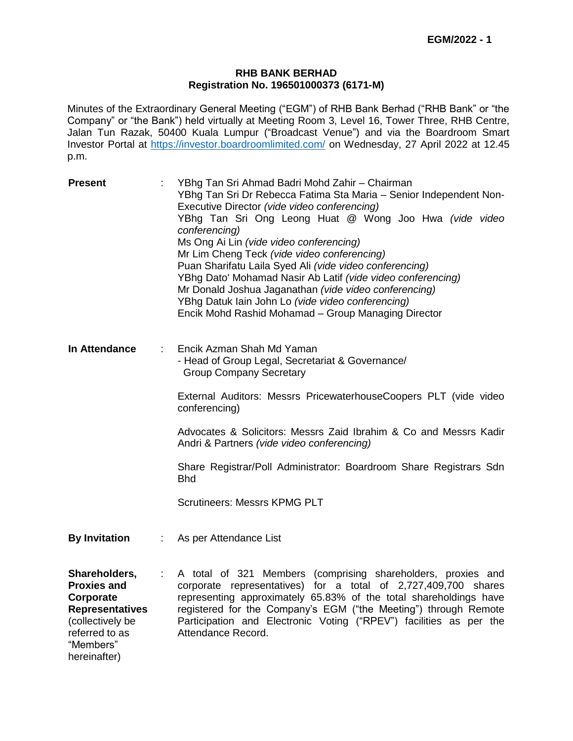**EGM/2022 - 1**

**RHB BANK BERHAD**
**Registration No. 196501000373 (6171-M)**

Minutes of the Extraordinary General Meeting ("EGM") of RHB Bank Berhad ("RHB Bank" or "the Company" or "the Bank") held virtually at Meeting Room 3, Level 16, Tower Three, RHB Centre, Jalan Tun Razak, 50400 Kuala Lumpur ("Broadcast Venue") and via the Boardroom Smart Investor Portal at https://investor.boardroomlimited.com/ on Wednesday, 27 April 2022 at 12.45 p.m.

| | | |
|---|---|---|
| **Present** | : | YBhg Tan Sri Ahmad Badri Mohd Zahir – Chairman<br>YBhg Tan Sri Dr Rebecca Fatima Sta Maria – Senior Independent Non-Executive Director *(vide video conferencing)*<br>YBhg Tan Sri Ong Leong Huat @ Wong Joo Hwa *(vide video conferencing)*<br>Ms Ong Ai Lin *(vide video conferencing)*<br>Mr Lim Cheng Teck *(vide video conferencing)*<br>Puan Sharifatu Laila Syed Ali *(vide video conferencing)*<br>YBhg Dato' Mohamad Nasir Ab Latif *(vide video conferencing)*<br>Mr Donald Joshua Jaganathan *(vide video conferencing)*<br>YBhg Datuk Iain John Lo *(vide video conferencing)*<br>Encik Mohd Rashid Mohamad – Group Managing Director |
| **In Attendance** | : | Encik Azman Shah Md Yaman<br>- Head of Group Legal, Secretariat & Governance/ Group Company Secretary<br><br>External Auditors: Messrs PricewaterhouseCoopers PLT (vide video conferencing)<br><br>Advocates & Solicitors: Messrs Zaid Ibrahim & Co and Messrs Kadir Andri & Partners *(vide video conferencing)*<br><br>Share Registrar/Poll Administrator: Boardroom Share Registrars Sdn Bhd<br><br>Scrutineers: Messrs KPMG PLT |
| **By Invitation** | : | As per Attendance List |
| **Shareholders, Proxies and Corporate Representatives** (collectively be referred to as "Members" hereinafter) | : | A total of 321 Members (comprising shareholders, proxies and corporate representatives) for a total of 2,727,409,700 shares representing approximately 65.83% of the total shareholdings have registered for the Company's EGM ("the Meeting") through Remote Participation and Electronic Voting ("RPEV") facilities as per the Attendance Record. |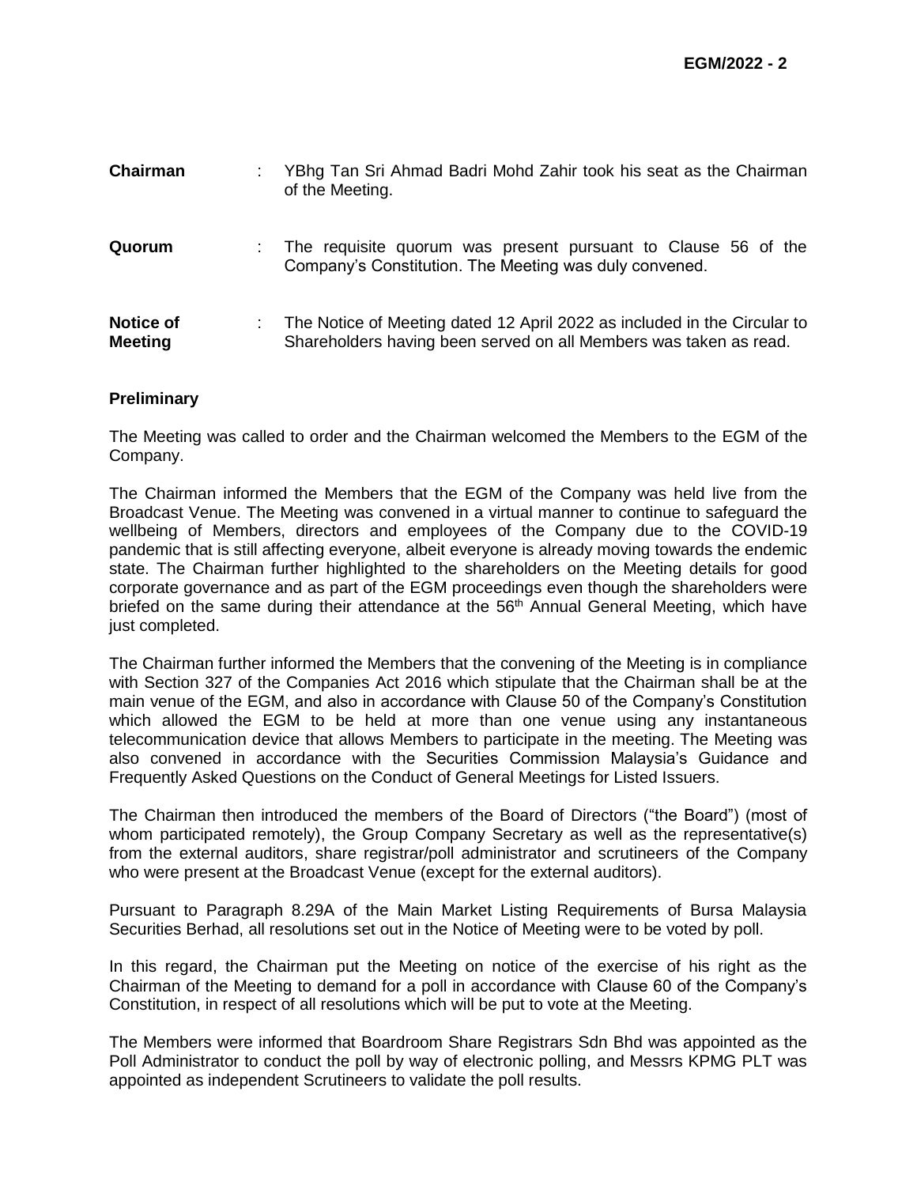**Chairman** : YBhg Tan Sri Ahmad Badri Mohd Zahir took his seat as the Chairman of the Meeting.

**Quorum** : The requisite quorum was present pursuant to Clause 56 of the Company's Constitution. The Meeting was duly convened.

**Notice of Meeting** : The Notice of Meeting dated 12 April 2022 as included in the Circular to Shareholders having been served on all Members was taken as read.

**Preliminary**

The Meeting was called to order and the Chairman welcomed the Members to the EGM of the Company.

The Chairman informed the Members that the EGM of the Company was held live from the Broadcast Venue. The Meeting was convened in a virtual manner to continue to safeguard the wellbeing of Members, directors and employees of the Company due to the COVID-19 pandemic that is still affecting everyone, albeit everyone is already moving towards the endemic state. The Chairman further highlighted to the shareholders on the Meeting details for good corporate governance and as part of the EGM proceedings even though the shareholders were briefed on the same during their attendance at the 56th Annual General Meeting, which have just completed.

The Chairman further informed the Members that the convening of the Meeting is in compliance with Section 327 of the Companies Act 2016 which stipulate that the Chairman shall be at the main venue of the EGM, and also in accordance with Clause 50 of the Company's Constitution which allowed the EGM to be held at more than one venue using any instantaneous telecommunication device that allows Members to participate in the meeting. The Meeting was also convened in accordance with the Securities Commission Malaysia's Guidance and Frequently Asked Questions on the Conduct of General Meetings for Listed Issuers.

The Chairman then introduced the members of the Board of Directors ("the Board") (most of whom participated remotely), the Group Company Secretary as well as the representative(s) from the external auditors, share registrar/poll administrator and scrutineers of the Company who were present at the Broadcast Venue (except for the external auditors).

Pursuant to Paragraph 8.29A of the Main Market Listing Requirements of Bursa Malaysia Securities Berhad, all resolutions set out in the Notice of Meeting were to be voted by poll.

In this regard, the Chairman put the Meeting on notice of the exercise of his right as the Chairman of the Meeting to demand for a poll in accordance with Clause 60 of the Company's Constitution, in respect of all resolutions which will be put to vote at the Meeting.

The Members were informed that Boardroom Share Registrars Sdn Bhd was appointed as the Poll Administrator to conduct the poll by way of electronic polling, and Messrs KPMG PLT was appointed as independent Scrutineers to validate the poll results.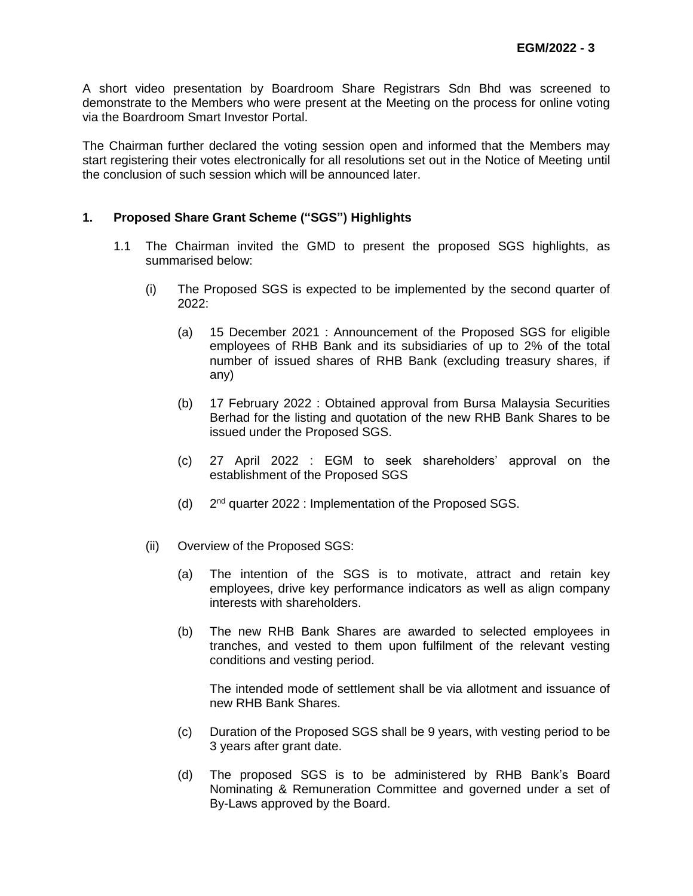A short video presentation by Boardroom Share Registrars Sdn Bhd was screened to demonstrate to the Members who were present at the Meeting on the process for online voting via the Boardroom Smart Investor Portal.

The Chairman further declared the voting session open and informed that the Members may start registering their votes electronically for all resolutions set out in the Notice of Meeting until the conclusion of such session which will be announced later.

**1. Proposed Share Grant Scheme ("SGS") Highlights**

1.1 The Chairman invited the GMD to present the proposed SGS highlights, as summarised below:

(i) The Proposed SGS is expected to be implemented by the second quarter of 2022:

(a) 15 December 2021 : Announcement of the Proposed SGS for eligible employees of RHB Bank and its subsidiaries of up to 2% of the total number of issued shares of RHB Bank (excluding treasury shares, if any)

(b) 17 February 2022 : Obtained approval from Bursa Malaysia Securities Berhad for the listing and quotation of the new RHB Bank Shares to be issued under the Proposed SGS.

(c) 27 April 2022 : EGM to seek shareholders' approval on the establishment of the Proposed SGS

(d) 2nd quarter 2022 : Implementation of the Proposed SGS.

(ii) Overview of the Proposed SGS:

(a) The intention of the SGS is to motivate, attract and retain key employees, drive key performance indicators as well as align company interests with shareholders.

(b) The new RHB Bank Shares are awarded to selected employees in tranches, and vested to them upon fulfilment of the relevant vesting conditions and vesting period.

The intended mode of settlement shall be via allotment and issuance of new RHB Bank Shares.

(c) Duration of the Proposed SGS shall be 9 years, with vesting period to be 3 years after grant date.

(d) The proposed SGS is to be administered by RHB Bank's Board Nominating & Remuneration Committee and governed under a set of By-Laws approved by the Board.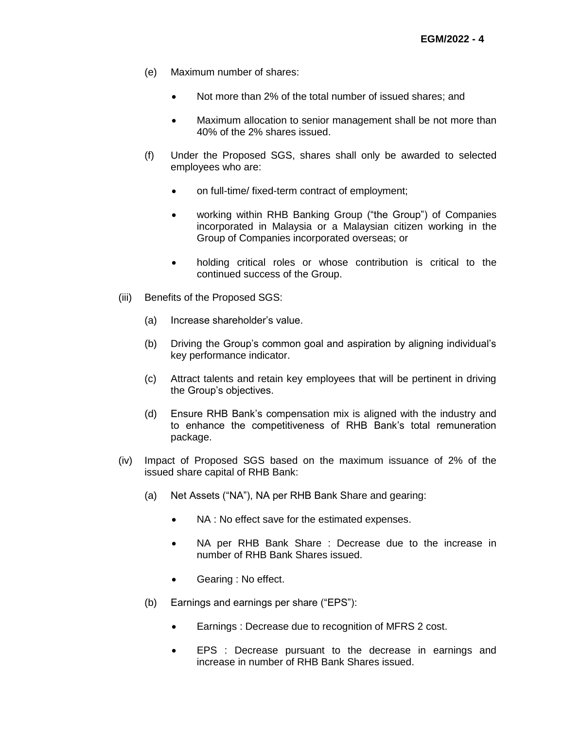(e) Maximum number of shares:

- Not more than 2% of the total number of issued shares; and
- Maximum allocation to senior management shall be not more than 40% of the 2% shares issued.

(f) Under the Proposed SGS, shares shall only be awarded to selected employees who are:

- on full-time/ fixed-term contract of employment;
- working within RHB Banking Group ("the Group") of Companies incorporated in Malaysia or a Malaysian citizen working in the Group of Companies incorporated overseas; or
- holding critical roles or whose contribution is critical to the continued success of the Group.

(iii) Benefits of the Proposed SGS:

(a) Increase shareholder's value.

(b) Driving the Group's common goal and aspiration by aligning individual's key performance indicator.

(c) Attract talents and retain key employees that will be pertinent in driving the Group's objectives.

(d) Ensure RHB Bank's compensation mix is aligned with the industry and to enhance the competitiveness of RHB Bank's total remuneration package.

(iv) Impact of Proposed SGS based on the maximum issuance of 2% of the issued share capital of RHB Bank:

(a) Net Assets ("NA"), NA per RHB Bank Share and gearing:

- NA : No effect save for the estimated expenses.
- NA per RHB Bank Share : Decrease due to the increase in number of RHB Bank Shares issued.
- Gearing : No effect.

(b) Earnings and earnings per share ("EPS"):

- Earnings : Decrease due to recognition of MFRS 2 cost.
- EPS : Decrease pursuant to the decrease in earnings and increase in number of RHB Bank Shares issued.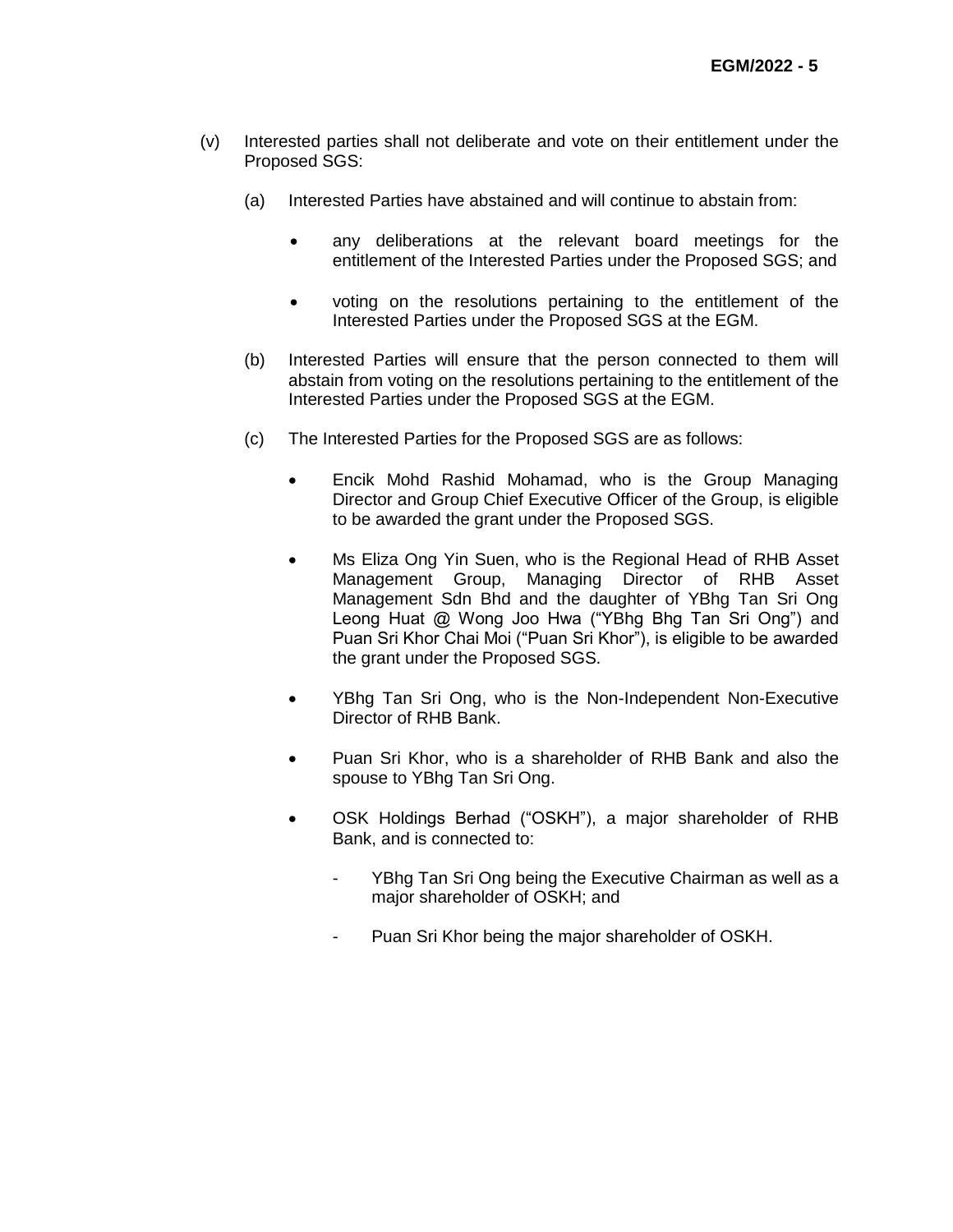(v) Interested parties shall not deliberate and vote on their entitlement under the Proposed SGS:

   (a) Interested Parties have abstained and will continue to abstain from:

   - any deliberations at the relevant board meetings for the entitlement of the Interested Parties under the Proposed SGS; and

   - voting on the resolutions pertaining to the entitlement of the Interested Parties under the Proposed SGS at the EGM.

   (b) Interested Parties will ensure that the person connected to them will abstain from voting on the resolutions pertaining to the entitlement of the Interested Parties under the Proposed SGS at the EGM.

   (c) The Interested Parties for the Proposed SGS are as follows:

   - Encik Mohd Rashid Mohamad, who is the Group Managing Director and Group Chief Executive Officer of the Group, is eligible to be awarded the grant under the Proposed SGS.

   - Ms Eliza Ong Yin Suen, who is the Regional Head of RHB Asset Management Group, Managing Director of RHB Asset Management Sdn Bhd and the daughter of YBhg Tan Sri Ong Leong Huat @ Wong Joo Hwa ("YBhg Bhg Tan Sri Ong") and Puan Sri Khor Chai Moi ("Puan Sri Khor"), is eligible to be awarded the grant under the Proposed SGS.

   - YBhg Tan Sri Ong, who is the Non-Independent Non-Executive Director of RHB Bank.

   - Puan Sri Khor, who is a shareholder of RHB Bank and also the spouse to YBhg Tan Sri Ong.

   - OSK Holdings Berhad ("OSKH"), a major shareholder of RHB Bank, and is connected to:

     - YBhg Tan Sri Ong being the Executive Chairman as well as a major shareholder of OSKH; and

     - Puan Sri Khor being the major shareholder of OSKH.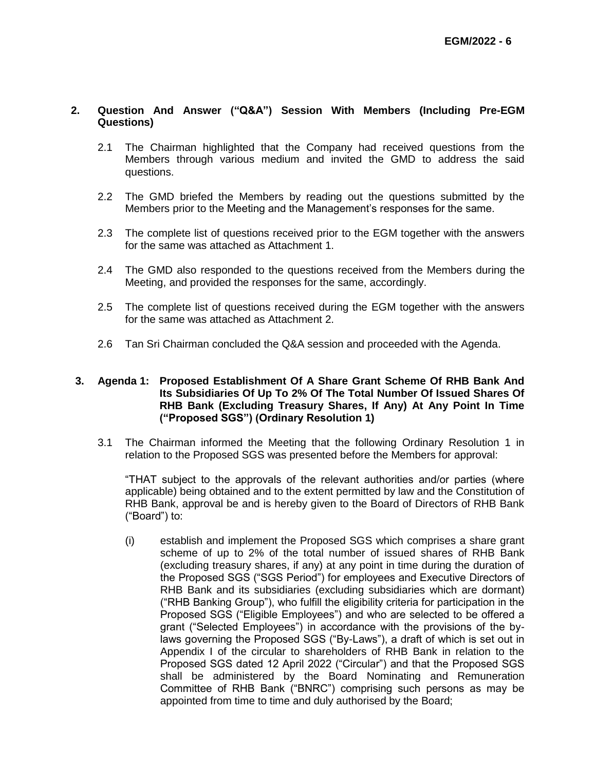## 2. Question And Answer ("Q&A") Session With Members (Including Pre-EGM Questions)

2.1 The Chairman highlighted that the Company had received questions from the Members through various medium and invited the GMD to address the said questions.

2.2 The GMD briefed the Members by reading out the questions submitted by the Members prior to the Meeting and the Management's responses for the same.

2.3 The complete list of questions received prior to the EGM together with the answers for the same was attached as Attachment 1.

2.4 The GMD also responded to the questions received from the Members during the Meeting, and provided the responses for the same, accordingly.

2.5 The complete list of questions received during the EGM together with the answers for the same was attached as Attachment 2.

2.6 Tan Sri Chairman concluded the Q&A session and proceeded with the Agenda.

## 3. Agenda 1: Proposed Establishment Of A Share Grant Scheme Of RHB Bank And Its Subsidiaries Of Up To 2% Of The Total Number Of Issued Shares Of RHB Bank (Excluding Treasury Shares, If Any) At Any Point In Time ("Proposed SGS") (Ordinary Resolution 1)

3.1 The Chairman informed the Meeting that the following Ordinary Resolution 1 in relation to the Proposed SGS was presented before the Members for approval:

"THAT subject to the approvals of the relevant authorities and/or parties (where applicable) being obtained and to the extent permitted by law and the Constitution of RHB Bank, approval be and is hereby given to the Board of Directors of RHB Bank ("Board") to:

(i) establish and implement the Proposed SGS which comprises a share grant scheme of up to 2% of the total number of issued shares of RHB Bank (excluding treasury shares, if any) at any point in time during the duration of the Proposed SGS ("SGS Period") for employees and Executive Directors of RHB Bank and its subsidiaries (excluding subsidiaries which are dormant) ("RHB Banking Group"), who fulfill the eligibility criteria for participation in the Proposed SGS ("Eligible Employees") and who are selected to be offered a grant ("Selected Employees") in accordance with the provisions of the by-laws governing the Proposed SGS ("By-Laws"), a draft of which is set out in Appendix I of the circular to shareholders of RHB Bank in relation to the Proposed SGS dated 12 April 2022 ("Circular") and that the Proposed SGS shall be administered by the Board Nominating and Remuneration Committee of RHB Bank ("BNRC") comprising such persons as may be appointed from time to time and duly authorised by the Board;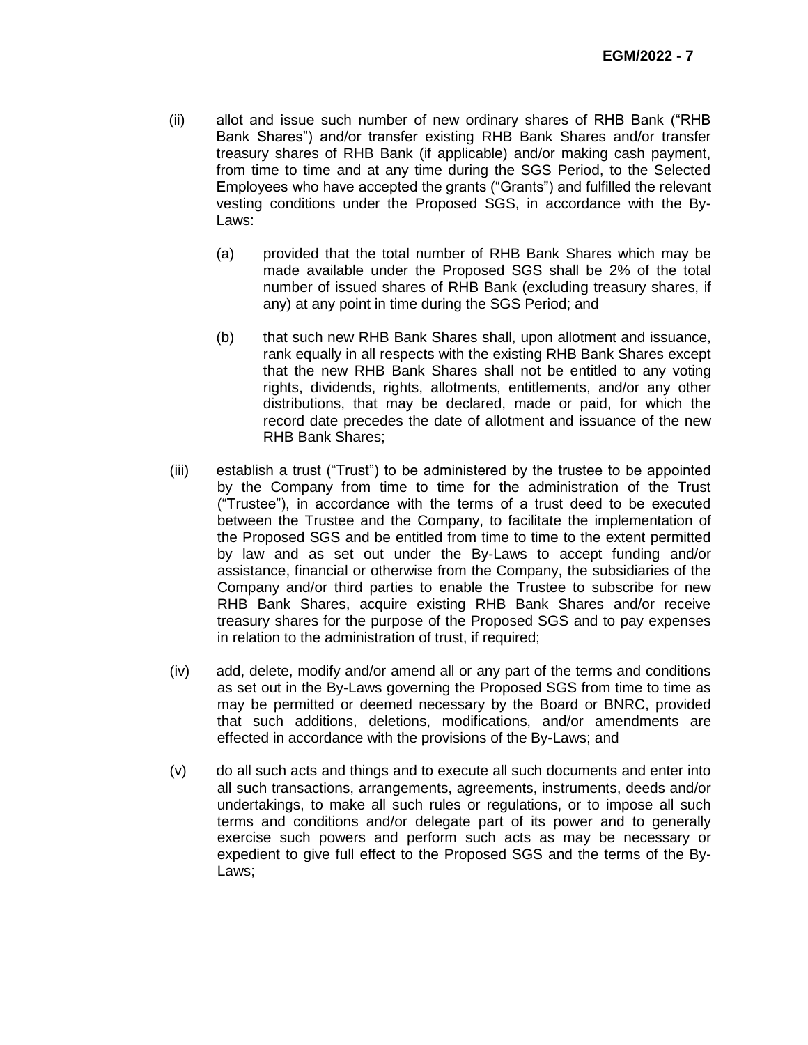(ii) allot and issue such number of new ordinary shares of RHB Bank ("RHB Bank Shares") and/or transfer existing RHB Bank Shares and/or transfer treasury shares of RHB Bank (if applicable) and/or making cash payment, from time to time and at any time during the SGS Period, to the Selected Employees who have accepted the grants ("Grants") and fulfilled the relevant vesting conditions under the Proposed SGS, in accordance with the By-Laws:

   (a) provided that the total number of RHB Bank Shares which may be made available under the Proposed SGS shall be 2% of the total number of issued shares of RHB Bank (excluding treasury shares, if any) at any point in time during the SGS Period; and

   (b) that such new RHB Bank Shares shall, upon allotment and issuance, rank equally in all respects with the existing RHB Bank Shares except that the new RHB Bank Shares shall not be entitled to any voting rights, dividends, rights, allotments, entitlements, and/or any other distributions, that may be declared, made or paid, for which the record date precedes the date of allotment and issuance of the new RHB Bank Shares;

(iii) establish a trust ("Trust") to be administered by the trustee to be appointed by the Company from time to time for the administration of the Trust ("Trustee"), in accordance with the terms of a trust deed to be executed between the Trustee and the Company, to facilitate the implementation of the Proposed SGS and be entitled from time to time to the extent permitted by law and as set out under the By-Laws to accept funding and/or assistance, financial or otherwise from the Company, the subsidiaries of the Company and/or third parties to enable the Trustee to subscribe for new RHB Bank Shares, acquire existing RHB Bank Shares and/or receive treasury shares for the purpose of the Proposed SGS and to pay expenses in relation to the administration of trust, if required;

(iv) add, delete, modify and/or amend all or any part of the terms and conditions as set out in the By-Laws governing the Proposed SGS from time to time as may be permitted or deemed necessary by the Board or BNRC, provided that such additions, deletions, modifications, and/or amendments are effected in accordance with the provisions of the By-Laws; and

(v) do all such acts and things and to execute all such documents and enter into all such transactions, arrangements, agreements, instruments, deeds and/or undertakings, to make all such rules or regulations, or to impose all such terms and conditions and/or delegate part of its power and to generally exercise such powers and perform such acts as may be necessary or expedient to give full effect to the Proposed SGS and the terms of the By-Laws;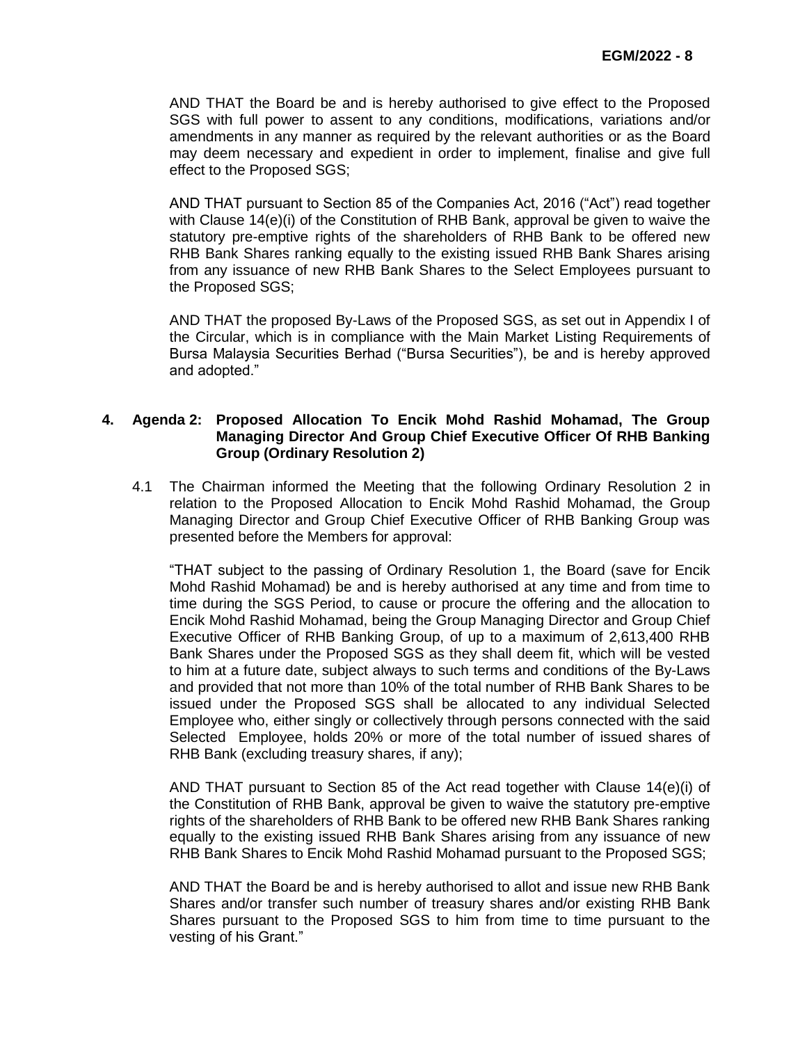AND THAT the Board be and is hereby authorised to give effect to the Proposed SGS with full power to assent to any conditions, modifications, variations and/or amendments in any manner as required by the relevant authorities or as the Board may deem necessary and expedient in order to implement, finalise and give full effect to the Proposed SGS;

AND THAT pursuant to Section 85 of the Companies Act, 2016 ("Act") read together with Clause 14(e)(i) of the Constitution of RHB Bank, approval be given to waive the statutory pre-emptive rights of the shareholders of RHB Bank to be offered new RHB Bank Shares ranking equally to the existing issued RHB Bank Shares arising from any issuance of new RHB Bank Shares to the Select Employees pursuant to the Proposed SGS;

AND THAT the proposed By-Laws of the Proposed SGS, as set out in Appendix I of the Circular, which is in compliance with the Main Market Listing Requirements of Bursa Malaysia Securities Berhad ("Bursa Securities"), be and is hereby approved and adopted."

**4. Agenda 2: Proposed Allocation To Encik Mohd Rashid Mohamad, The Group Managing Director And Group Chief Executive Officer Of RHB Banking Group (Ordinary Resolution 2)**

4.1 The Chairman informed the Meeting that the following Ordinary Resolution 2 in relation to the Proposed Allocation to Encik Mohd Rashid Mohamad, the Group Managing Director and Group Chief Executive Officer of RHB Banking Group was presented before the Members for approval:

"THAT subject to the passing of Ordinary Resolution 1, the Board (save for Encik Mohd Rashid Mohamad) be and is hereby authorised at any time and from time to time during the SGS Period, to cause or procure the offering and the allocation to Encik Mohd Rashid Mohamad, being the Group Managing Director and Group Chief Executive Officer of RHB Banking Group, of up to a maximum of 2,613,400 RHB Bank Shares under the Proposed SGS as they shall deem fit, which will be vested to him at a future date, subject always to such terms and conditions of the By-Laws and provided that not more than 10% of the total number of RHB Bank Shares to be issued under the Proposed SGS shall be allocated to any individual Selected Employee who, either singly or collectively through persons connected with the said Selected Employee, holds 20% or more of the total number of issued shares of RHB Bank (excluding treasury shares, if any);

AND THAT pursuant to Section 85 of the Act read together with Clause 14(e)(i) of the Constitution of RHB Bank, approval be given to waive the statutory pre-emptive rights of the shareholders of RHB Bank to be offered new RHB Bank Shares ranking equally to the existing issued RHB Bank Shares arising from any issuance of new RHB Bank Shares to Encik Mohd Rashid Mohamad pursuant to the Proposed SGS;

AND THAT the Board be and is hereby authorised to allot and issue new RHB Bank Shares and/or transfer such number of treasury shares and/or existing RHB Bank Shares pursuant to the Proposed SGS to him from time to time pursuant to the vesting of his Grant."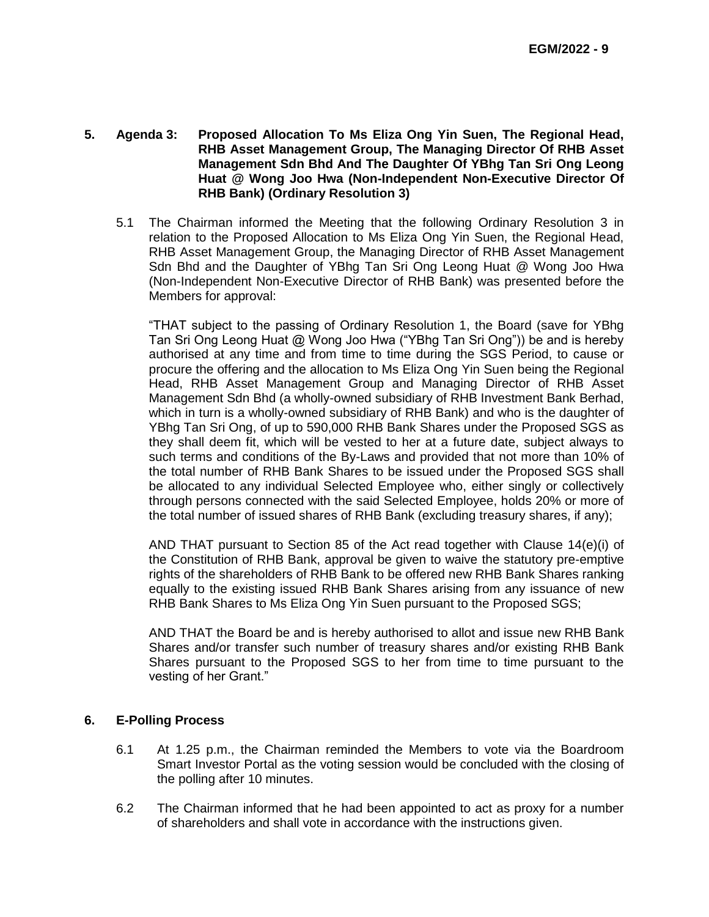**5. Agenda 3: Proposed Allocation To Ms Eliza Ong Yin Suen, The Regional Head, RHB Asset Management Group, The Managing Director Of RHB Asset Management Sdn Bhd And The Daughter Of YBhg Tan Sri Ong Leong Huat @ Wong Joo Hwa (Non-Independent Non-Executive Director Of RHB Bank) (Ordinary Resolution 3)**

5.1 The Chairman informed the Meeting that the following Ordinary Resolution 3 in relation to the Proposed Allocation to Ms Eliza Ong Yin Suen, the Regional Head, RHB Asset Management Group, the Managing Director of RHB Asset Management Sdn Bhd and the Daughter of YBhg Tan Sri Ong Leong Huat @ Wong Joo Hwa (Non-Independent Non-Executive Director of RHB Bank) was presented before the Members for approval:

"THAT subject to the passing of Ordinary Resolution 1, the Board (save for YBhg Tan Sri Ong Leong Huat @ Wong Joo Hwa ("YBhg Tan Sri Ong")) be and is hereby authorised at any time and from time to time during the SGS Period, to cause or procure the offering and the allocation to Ms Eliza Ong Yin Suen being the Regional Head, RHB Asset Management Group and Managing Director of RHB Asset Management Sdn Bhd (a wholly-owned subsidiary of RHB Investment Bank Berhad, which in turn is a wholly-owned subsidiary of RHB Bank) and who is the daughter of YBhg Tan Sri Ong, of up to 590,000 RHB Bank Shares under the Proposed SGS as they shall deem fit, which will be vested to her at a future date, subject always to such terms and conditions of the By-Laws and provided that not more than 10% of the total number of RHB Bank Shares to be issued under the Proposed SGS shall be allocated to any individual Selected Employee who, either singly or collectively through persons connected with the said Selected Employee, holds 20% or more of the total number of issued shares of RHB Bank (excluding treasury shares, if any);

AND THAT pursuant to Section 85 of the Act read together with Clause 14(e)(i) of the Constitution of RHB Bank, approval be given to waive the statutory pre-emptive rights of the shareholders of RHB Bank to be offered new RHB Bank Shares ranking equally to the existing issued RHB Bank Shares arising from any issuance of new RHB Bank Shares to Ms Eliza Ong Yin Suen pursuant to the Proposed SGS;

AND THAT the Board be and is hereby authorised to allot and issue new RHB Bank Shares and/or transfer such number of treasury shares and/or existing RHB Bank Shares pursuant to the Proposed SGS to her from time to time pursuant to the vesting of her Grant."

**6. E-Polling Process**

6.1 At 1.25 p.m., the Chairman reminded the Members to vote via the Boardroom Smart Investor Portal as the voting session would be concluded with the closing of the polling after 10 minutes.

6.2 The Chairman informed that he had been appointed to act as proxy for a number of shareholders and shall vote in accordance with the instructions given.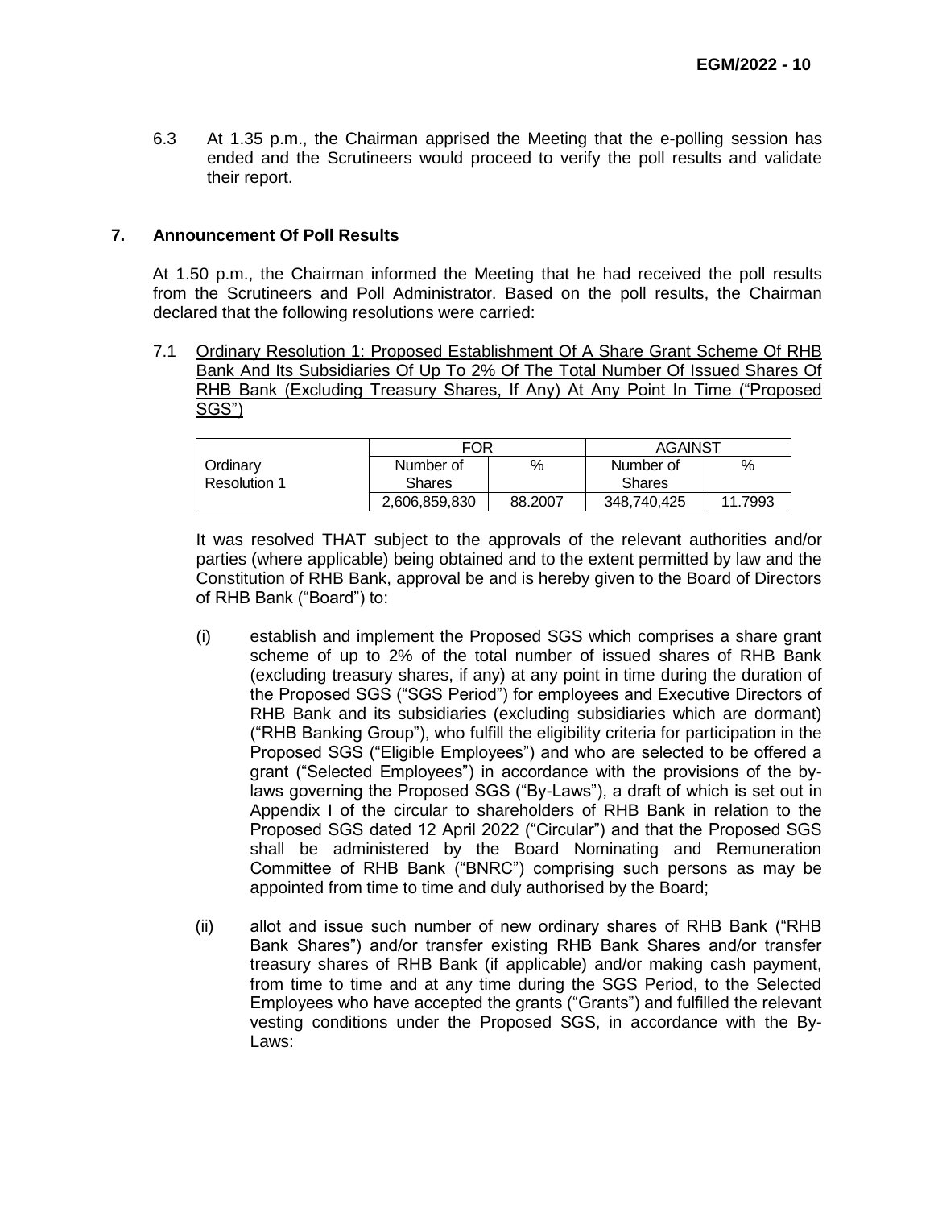6.3 At 1.35 p.m., the Chairman apprised the Meeting that the e-polling session has ended and the Scrutineers would proceed to verify the poll results and validate their report.

## 7. Announcement Of Poll Results

At 1.50 p.m., the Chairman informed the Meeting that he had received the poll results from the Scrutineers and Poll Administrator. Based on the poll results, the Chairman declared that the following resolutions were carried:

7.1 Ordinary Resolution 1: Proposed Establishment Of A Share Grant Scheme Of RHB Bank And Its Subsidiaries Of Up To 2% Of The Total Number Of Issued Shares Of RHB Bank (Excluding Treasury Shares, If Any) At Any Point In Time ("Proposed SGS")

| | FOR | | AGAINST | |
|---|---|---|---|---|
| Ordinary Resolution 1 | Number of Shares | % | Number of Shares | % |
| | 2,606,859,830 | 88.2007 | 348,740,425 | 11.7993 |

It was resolved THAT subject to the approvals of the relevant authorities and/or parties (where applicable) being obtained and to the extent permitted by law and the Constitution of RHB Bank, approval be and is hereby given to the Board of Directors of RHB Bank ("Board") to:

(i) establish and implement the Proposed SGS which comprises a share grant scheme of up to 2% of the total number of issued shares of RHB Bank (excluding treasury shares, if any) at any point in time during the duration of the Proposed SGS ("SGS Period") for employees and Executive Directors of RHB Bank and its subsidiaries (excluding subsidiaries which are dormant) ("RHB Banking Group"), who fulfill the eligibility criteria for participation in the Proposed SGS ("Eligible Employees") and who are selected to be offered a grant ("Selected Employees") in accordance with the provisions of the by-laws governing the Proposed SGS ("By-Laws"), a draft of which is set out in Appendix I of the circular to shareholders of RHB Bank in relation to the Proposed SGS dated 12 April 2022 ("Circular") and that the Proposed SGS shall be administered by the Board Nominating and Remuneration Committee of RHB Bank ("BNRC") comprising such persons as may be appointed from time to time and duly authorised by the Board;

(ii) allot and issue such number of new ordinary shares of RHB Bank ("RHB Bank Shares") and/or transfer existing RHB Bank Shares and/or transfer treasury shares of RHB Bank (if applicable) and/or making cash payment, from time to time and at any time during the SGS Period, to the Selected Employees who have accepted the grants ("Grants") and fulfilled the relevant vesting conditions under the Proposed SGS, in accordance with the By-Laws: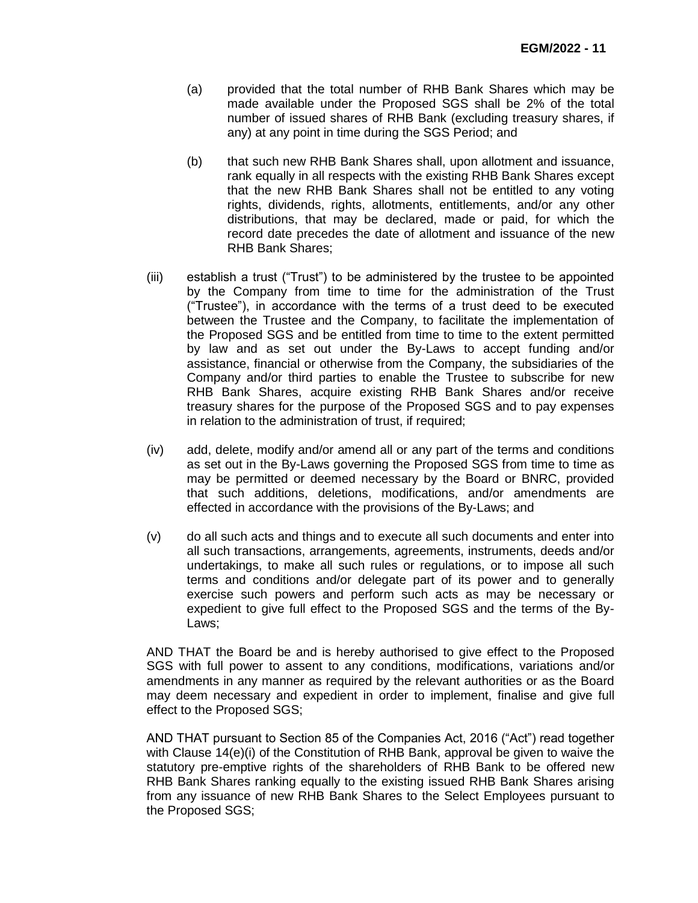(a) provided that the total number of RHB Bank Shares which may be made available under the Proposed SGS shall be 2% of the total number of issued shares of RHB Bank (excluding treasury shares, if any) at any point in time during the SGS Period; and

(b) that such new RHB Bank Shares shall, upon allotment and issuance, rank equally in all respects with the existing RHB Bank Shares except that the new RHB Bank Shares shall not be entitled to any voting rights, dividends, rights, allotments, entitlements, and/or any other distributions, that may be declared, made or paid, for which the record date precedes the date of allotment and issuance of the new RHB Bank Shares;

(iii) establish a trust ("Trust") to be administered by the trustee to be appointed by the Company from time to time for the administration of the Trust ("Trustee"), in accordance with the terms of a trust deed to be executed between the Trustee and the Company, to facilitate the implementation of the Proposed SGS and be entitled from time to time to the extent permitted by law and as set out under the By-Laws to accept funding and/or assistance, financial or otherwise from the Company, the subsidiaries of the Company and/or third parties to enable the Trustee to subscribe for new RHB Bank Shares, acquire existing RHB Bank Shares and/or receive treasury shares for the purpose of the Proposed SGS and to pay expenses in relation to the administration of trust, if required;

(iv) add, delete, modify and/or amend all or any part of the terms and conditions as set out in the By-Laws governing the Proposed SGS from time to time as may be permitted or deemed necessary by the Board or BNRC, provided that such additions, deletions, modifications, and/or amendments are effected in accordance with the provisions of the By-Laws; and

(v) do all such acts and things and to execute all such documents and enter into all such transactions, arrangements, agreements, instruments, deeds and/or undertakings, to make all such rules or regulations, or to impose all such terms and conditions and/or delegate part of its power and to generally exercise such powers and perform such acts as may be necessary or expedient to give full effect to the Proposed SGS and the terms of the By-Laws;

AND THAT the Board be and is hereby authorised to give effect to the Proposed SGS with full power to assent to any conditions, modifications, variations and/or amendments in any manner as required by the relevant authorities or as the Board may deem necessary and expedient in order to implement, finalise and give full effect to the Proposed SGS;

AND THAT pursuant to Section 85 of the Companies Act, 2016 ("Act") read together with Clause 14(e)(i) of the Constitution of RHB Bank, approval be given to waive the statutory pre-emptive rights of the shareholders of RHB Bank to be offered new RHB Bank Shares ranking equally to the existing issued RHB Bank Shares arising from any issuance of new RHB Bank Shares to the Select Employees pursuant to the Proposed SGS;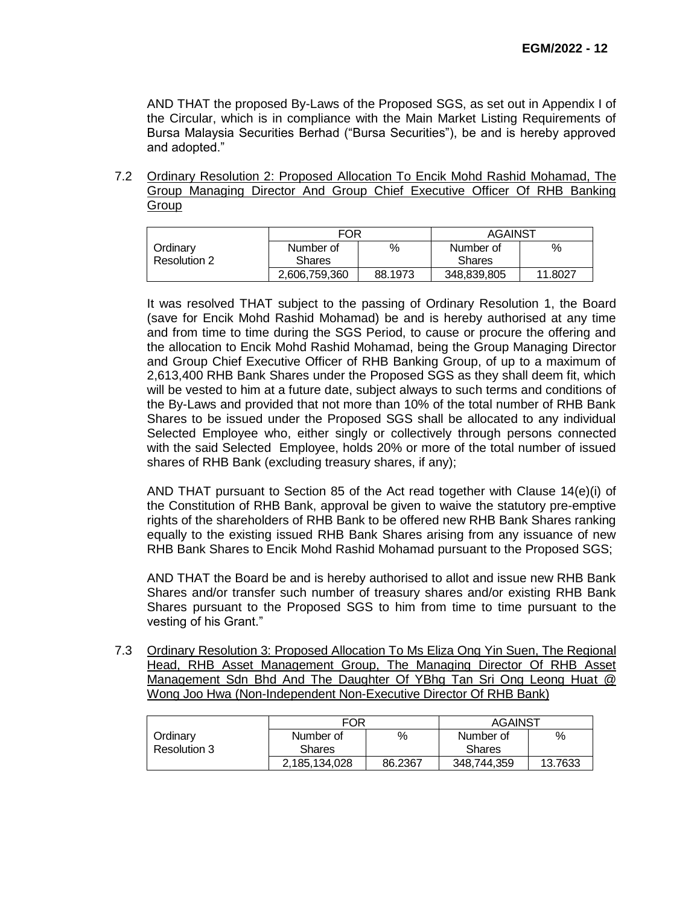AND THAT the proposed By-Laws of the Proposed SGS, as set out in Appendix I of the Circular, which is in compliance with the Main Market Listing Requirements of Bursa Malaysia Securities Berhad ("Bursa Securities"), be and is hereby approved and adopted."

7.2 <u>Ordinary Resolution 2: Proposed Allocation To Encik Mohd Rashid Mohamad, The Group Managing Director And Group Chief Executive Officer Of RHB Banking Group</u>

| | FOR | | AGAINST | |
|---|---|---|---|---|
| Ordinary Resolution 2 | Number of Shares | % | Number of Shares | % |
| | 2,606,759,360 | 88.1973 | 348,839,805 | 11.8027 |

It was resolved THAT subject to the passing of Ordinary Resolution 1, the Board (save for Encik Mohd Rashid Mohamad) be and is hereby authorised at any time and from time to time during the SGS Period, to cause or procure the offering and the allocation to Encik Mohd Rashid Mohamad, being the Group Managing Director and Group Chief Executive Officer of RHB Banking Group, of up to a maximum of 2,613,400 RHB Bank Shares under the Proposed SGS as they shall deem fit, which will be vested to him at a future date, subject always to such terms and conditions of the By-Laws and provided that not more than 10% of the total number of RHB Bank Shares to be issued under the Proposed SGS shall be allocated to any individual Selected Employee who, either singly or collectively through persons connected with the said Selected Employee, holds 20% or more of the total number of issued shares of RHB Bank (excluding treasury shares, if any);

AND THAT pursuant to Section 85 of the Act read together with Clause 14(e)(i) of the Constitution of RHB Bank, approval be given to waive the statutory pre-emptive rights of the shareholders of RHB Bank to be offered new RHB Bank Shares ranking equally to the existing issued RHB Bank Shares arising from any issuance of new RHB Bank Shares to Encik Mohd Rashid Mohamad pursuant to the Proposed SGS;

AND THAT the Board be and is hereby authorised to allot and issue new RHB Bank Shares and/or transfer such number of treasury shares and/or existing RHB Bank Shares pursuant to the Proposed SGS to him from time to time pursuant to the vesting of his Grant."

7.3 <u>Ordinary Resolution 3: Proposed Allocation To Ms Eliza Ong Yin Suen, The Regional Head, RHB Asset Management Group, The Managing Director Of RHB Asset Management Sdn Bhd And The Daughter Of YBhg Tan Sri Ong Leong Huat @ Wong Joo Hwa (Non-Independent Non-Executive Director Of RHB Bank)</u>

| | FOR | | AGAINST | |
|---|---|---|---|---|
| Ordinary Resolution 3 | Number of Shares | % | Number of Shares | % |
| | 2,185,134,028 | 86.2367 | 348,744,359 | 13.7633 |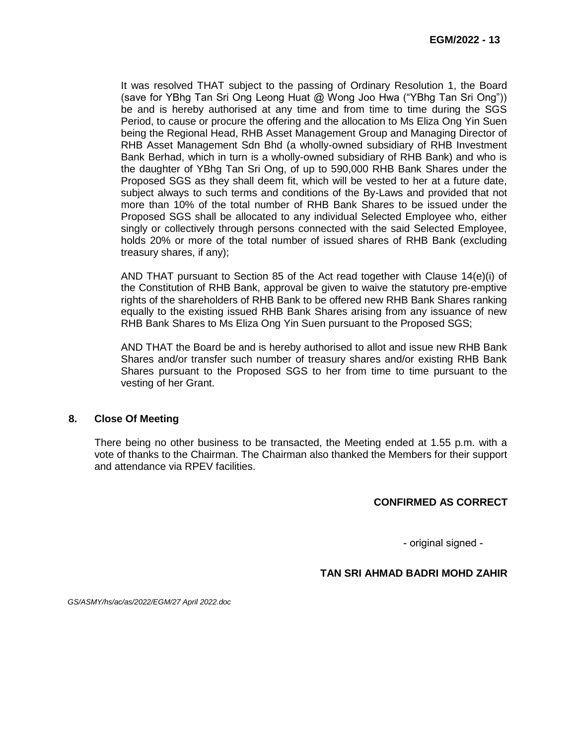It was resolved THAT subject to the passing of Ordinary Resolution 1, the Board (save for YBhg Tan Sri Ong Leong Huat @ Wong Joo Hwa ("YBhg Tan Sri Ong")) be and is hereby authorised at any time and from time to time during the SGS Period, to cause or procure the offering and the allocation to Ms Eliza Ong Yin Suen being the Regional Head, RHB Asset Management Group and Managing Director of RHB Asset Management Sdn Bhd (a wholly-owned subsidiary of RHB Investment Bank Berhad, which in turn is a wholly-owned subsidiary of RHB Bank) and who is the daughter of YBhg Tan Sri Ong, of up to 590,000 RHB Bank Shares under the Proposed SGS as they shall deem fit, which will be vested to her at a future date, subject always to such terms and conditions of the By-Laws and provided that not more than 10% of the total number of RHB Bank Shares to be issued under the Proposed SGS shall be allocated to any individual Selected Employee who, either singly or collectively through persons connected with the said Selected Employee, holds 20% or more of the total number of issued shares of RHB Bank (excluding treasury shares, if any);

AND THAT pursuant to Section 85 of the Act read together with Clause 14(e)(i) of the Constitution of RHB Bank, approval be given to waive the statutory pre-emptive rights of the shareholders of RHB Bank to be offered new RHB Bank Shares ranking equally to the existing issued RHB Bank Shares arising from any issuance of new RHB Bank Shares to Ms Eliza Ong Yin Suen pursuant to the Proposed SGS;

AND THAT the Board be and is hereby authorised to allot and issue new RHB Bank Shares and/or transfer such number of treasury shares and/or existing RHB Bank Shares pursuant to the Proposed SGS to her from time to time pursuant to the vesting of her Grant.

## 8. Close Of Meeting

There being no other business to be transacted, the Meeting ended at 1.55 p.m. with a vote of thanks to the Chairman. The Chairman also thanked the Members for their support and attendance via RPEV facilities.

**CONFIRMED AS CORRECT**

- original signed -

**TAN SRI AHMAD BADRI MOHD ZAHIR**

*GS/ASMY/hs/ac/as/2022/EGM/27 April 2022.doc*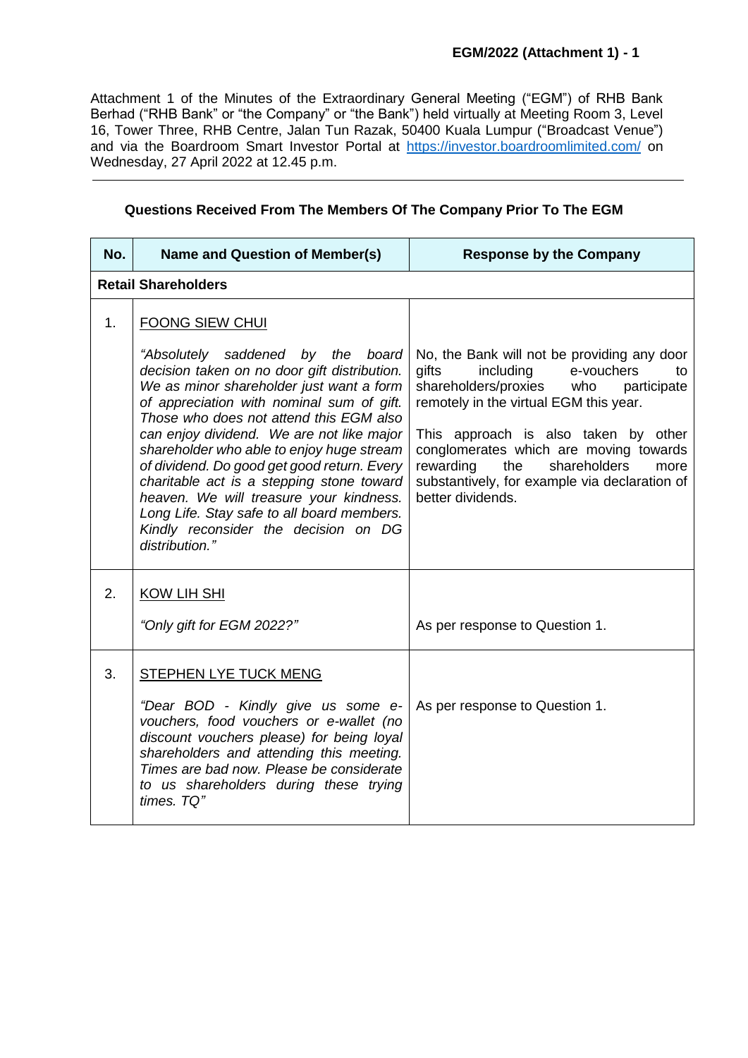Attachment 1 of the Minutes of the Extraordinary General Meeting ("EGM") of RHB Bank Berhad ("RHB Bank" or "the Company" or "the Bank") held virtually at Meeting Room 3, Level 16, Tower Three, RHB Centre, Jalan Tun Razak, 50400 Kuala Lumpur ("Broadcast Venue") and via the Boardroom Smart Investor Portal at https://investor.boardroomlimited.com/ on Wednesday, 27 April 2022 at 12.45 p.m.

---

### Questions Received From The Members Of The Company Prior To The EGM

| No. | Name and Question of Member(s) | Response by the Company |
|---|---|---|
| **Retail Shareholders** | | |
| 1. | <u>FOONG SIEW CHUI</u><br><br>*"Absolutely saddened by the board decision taken on no door gift distribution. We as minor shareholder just want a form of appreciation with nominal sum of gift. Those who does not attend this EGM also can enjoy dividend. We are not like major shareholder who able to enjoy huge stream of dividend. Do good get good return. Every charitable act is a stepping stone toward heaven. We will treasure your kindness. Long Life. Stay safe to all board members. Kindly reconsider the decision on DG distribution."* | No, the Bank will not be providing any door gifts including e-vouchers to shareholders/proxies who participate remotely in the virtual EGM this year.<br><br>This approach is also taken by other conglomerates which are moving towards rewarding the shareholders more substantively, for example via declaration of better dividends. |
| 2. | <u>KOW LIH SHI</u><br><br>*"Only gift for EGM 2022?"* | As per response to Question 1. |
| 3. | <u>STEPHEN LYE TUCK MENG</u><br><br>*"Dear BOD - Kindly give us some e-vouchers, food vouchers or e-wallet (no discount vouchers please) for being loyal shareholders and attending this meeting. Times are bad now. Please be considerate to us shareholders during these trying times. TQ"* | As per response to Question 1. |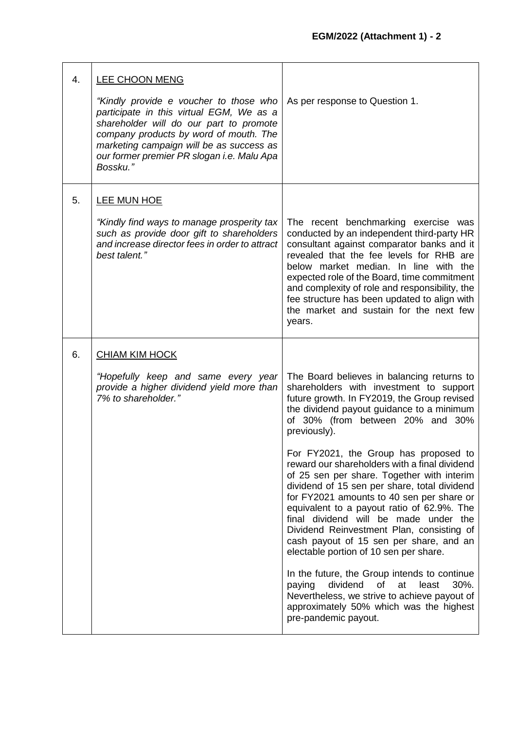| | | |
|---|---|---|
| 4. | <u>LEE CHOON MENG</u><br><br>*"Kindly provide e voucher to those who participate in this virtual EGM, We as a shareholder will do our part to promote company products by word of mouth. The marketing campaign will be as success as our former premier PR slogan i.e. Malu Apa Bossku."* | As per response to Question 1. |
| 5. | <u>LEE MUN HOE</u><br><br>*"Kindly find ways to manage prosperity tax such as provide door gift to shareholders and increase director fees in order to attract best talent."* | The recent benchmarking exercise was conducted by an independent third-party HR consultant against comparator banks and it revealed that the fee levels for RHB are below market median. In line with the expected role of the Board, time commitment and complexity of role and responsibility, the fee structure has been updated to align with the market and sustain for the next few years. |
| 6. | <u>CHIAM KIM HOCK</u><br><br>*"Hopefully keep and same every year provide a higher dividend yield more than 7% to shareholder."* | The Board believes in balancing returns to shareholders with investment to support future growth. In FY2019, the Group revised the dividend payout guidance to a minimum of 30% (from between 20% and 30% previously).<br><br>For FY2021, the Group has proposed to reward our shareholders with a final dividend of 25 sen per share. Together with interim dividend of 15 sen per share, total dividend for FY2021 amounts to 40 sen per share or equivalent to a payout ratio of 62.9%. The final dividend will be made under the Dividend Reinvestment Plan, consisting of cash payout of 15 sen per share, and an electable portion of 10 sen per share.<br><br>In the future, the Group intends to continue paying dividend of at least 30%. Nevertheless, we strive to achieve payout of approximately 50% which was the highest pre-pandemic payout. |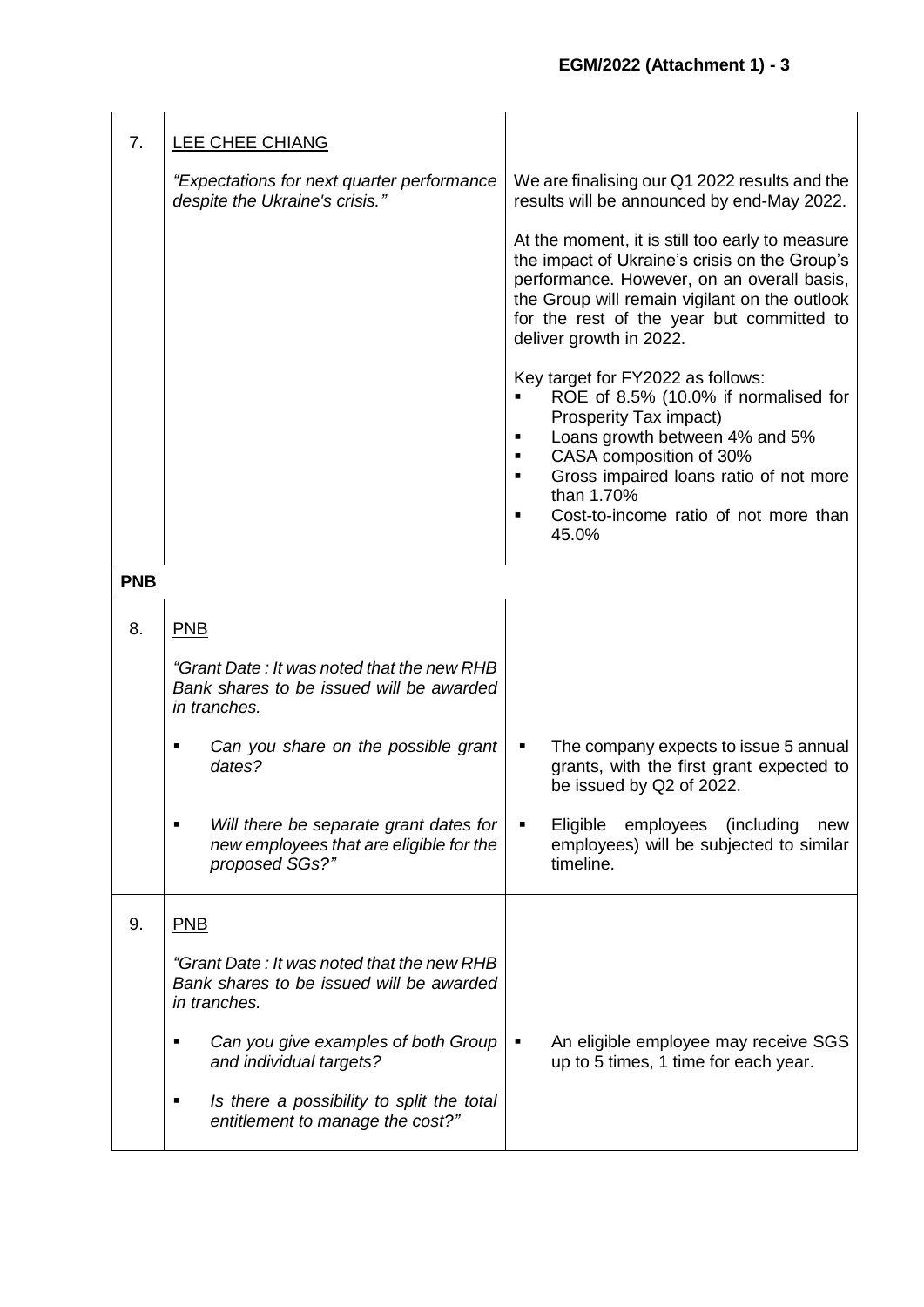| | | |
|---|---|---|
| 7. | LEE CHEE CHIANG<br><br>*"Expectations for next quarter performance despite the Ukraine's crisis."* | We are finalising our Q1 2022 results and the results will be announced by end-May 2022.<br><br>At the moment, it is still too early to measure the impact of Ukraine's crisis on the Group's performance. However, on an overall basis, the Group will remain vigilant on the outlook for the rest of the year but committed to deliver growth in 2022.<br><br>Key target for FY2022 as follows:<br>▪ ROE of 8.5% (10.0% if normalised for Prosperity Tax impact)<br>▪ Loans growth between 4% and 5%<br>▪ CASA composition of 30%<br>▪ Gross impaired loans ratio of not more than 1.70%<br>▪ Cost-to-income ratio of not more than 45.0% |
| **PNB** | | |
| 8. | PNB<br><br>*"Grant Date : It was noted that the new RHB Bank shares to be issued will be awarded in tranches.*<br><br>▪ *Can you share on the possible grant dates?*<br><br>▪ *Will there be separate grant dates for new employees that are eligible for the proposed SGs?"* | ▪ The company expects to issue 5 annual grants, with the first grant expected to be issued by Q2 of 2022.<br><br>▪ Eligible employees (including new employees) will be subjected to similar timeline. |
| 9. | PNB<br><br>*"Grant Date : It was noted that the new RHB Bank shares to be issued will be awarded in tranches.*<br><br>▪ *Can you give examples of both Group and individual targets?*<br><br>▪ *Is there a possibility to split the total entitlement to manage the cost?"* | ▪ An eligible employee may receive SGS up to 5 times, 1 time for each year. |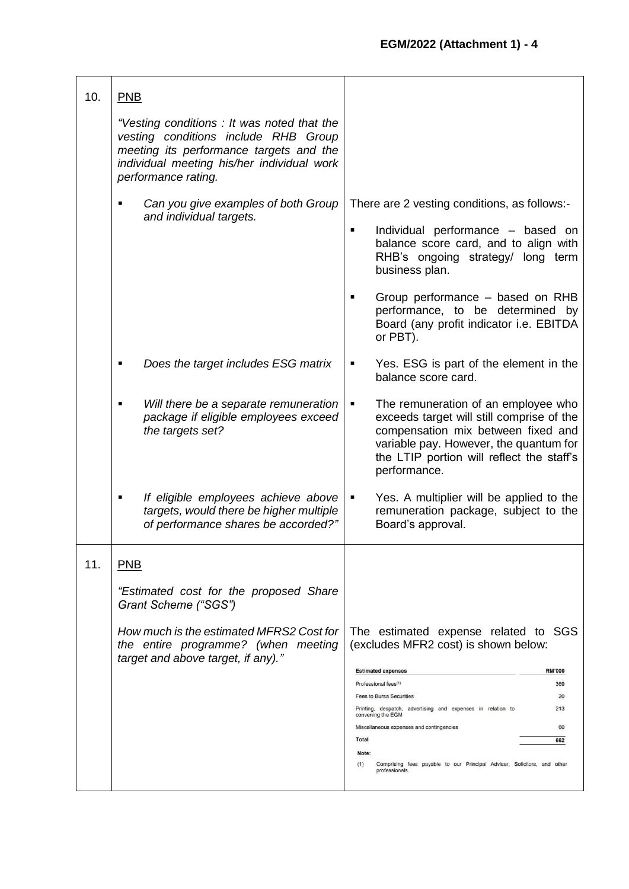| | | |
|---|---|---|
| 10. | PNB<br><br>*"Vesting conditions : It was noted that the vesting conditions include RHB Group meeting its performance targets and the individual meeting his/her individual work performance rating.*<br><br>▪ *Can you give examples of both Group and individual targets.* | There are 2 vesting conditions, as follows:-<br><br>▪ Individual performance – based on balance score card, and to align with RHB's ongoing strategy/ long term business plan.<br><br>▪ Group performance – based on RHB performance, to be determined by Board (any profit indicator i.e. EBITDA or PBT). |
| | ▪ *Does the target includes ESG matrix* | ▪ Yes. ESG is part of the element in the balance score card. |
| | ▪ *Will there be a separate remuneration package if eligible employees exceed the targets set?* | ▪ The remuneration of an employee who exceeds target will still comprise of the compensation mix between fixed and variable pay. However, the quantum for the LTIP portion will reflect the staff's performance. |
| | ▪ *If eligible employees achieve above targets, would there be higher multiple of performance shares be accorded?"* | ▪ Yes. A multiplier will be applied to the remuneration package, subject to the Board's approval. |
| 11. | PNB<br><br>*"Estimated cost for the proposed Share Grant Scheme ("SGS")*<br><br>*How much is the estimated MFRS2 Cost for the entire programme? (when meeting target and above target, if any)."* | The estimated expense related to SGS (excludes MFR2 cost) is shown below: |

| Estimated expenses | RM'000 |
|---|---|
| Professional fees[1] | 369 |
| Fees to Bursa Securities | 20 |
| Printing, despatch, advertising and expenses in relation to convening the EGM | 213 |
| Miscellaneous expenses and contingencies | 60 |
| **Total** | **662** |

Note:

(1) Comprising fees payable to our Principal Adviser, Solicitors, and other professionals.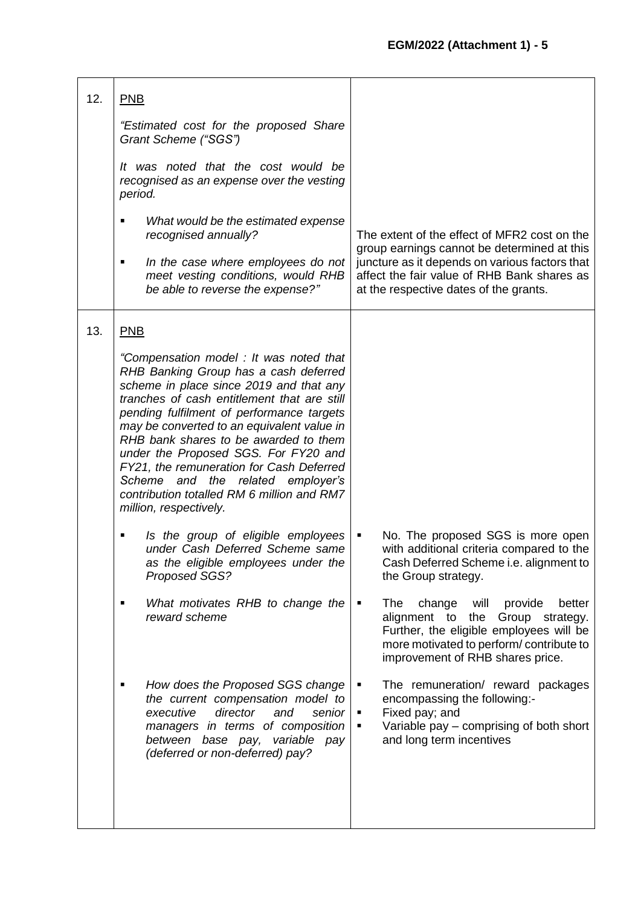| | | |
|---|---|---|
| 12. | <u>PNB</u><br><br>*"Estimated cost for the proposed Share Grant Scheme ("SGS")*<br><br>*It was noted that the cost would be recognised as an expense over the vesting period.*<br><br>▪ *What would be the estimated expense recognised annually?*<br><br>▪ *In the case where employees do not meet vesting conditions, would RHB be able to reverse the expense?"* | The extent of the effect of MFR2 cost on the group earnings cannot be determined at this juncture as it depends on various factors that affect the fair value of RHB Bank shares as at the respective dates of the grants. |
| 13. | <u>PNB</u><br><br>*"Compensation model : It was noted that RHB Banking Group has a cash deferred scheme in place since 2019 and that any tranches of cash entitlement that are still pending fulfilment of performance targets may be converted to an equivalent value in RHB bank shares to be awarded to them under the Proposed SGS. For FY20 and FY21, the remuneration for Cash Deferred Scheme and the related employer's contribution totalled RM 6 million and RM7 million, respectively.*<br><br>▪ *Is the group of eligible employees under Cash Deferred Scheme same as the eligible employees under the Proposed SGS?*<br><br>▪ *What motivates RHB to change the reward scheme*<br><br>▪ *How does the Proposed SGS change the current compensation model to executive director and senior managers in terms of composition between base pay, variable pay (deferred or non-deferred) pay?* | ▪ No. The proposed SGS is more open with additional criteria compared to the Cash Deferred Scheme i.e. alignment to the Group strategy.<br><br>▪ The change will provide better alignment to the Group strategy. Further, the eligible employees will be more motivated to perform/ contribute to improvement of RHB shares price.<br><br>▪ The remuneration/ reward packages encompassing the following:-<br>▪ Fixed pay; and<br>▪ Variable pay – comprising of both short and long term incentives |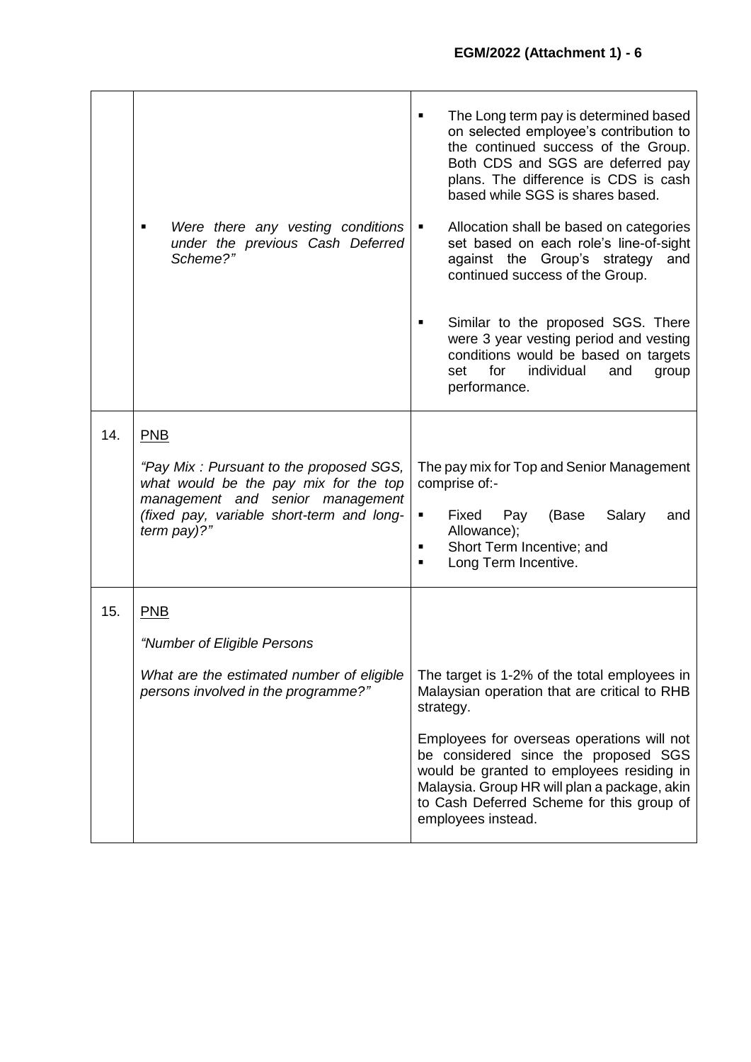| | | |
|---|---|---|
| | ▪ *Were there any vesting conditions under the previous Cash Deferred Scheme?"* | ▪ The Long term pay is determined based on selected employee's contribution to the continued success of the Group. Both CDS and SGS are deferred pay plans. The difference is CDS is cash based while SGS is shares based.<br>▪ Allocation shall be based on categories set based on each role's line-of-sight against the Group's strategy and continued success of the Group.<br>▪ Similar to the proposed SGS. There were 3 year vesting period and vesting conditions would be based on targets set for individual and group performance. |
| 14. | <u>PNB</u><br>*"Pay Mix : Pursuant to the proposed SGS, what would be the pay mix for the top management and senior management (fixed pay, variable short-term and long-term pay)?"* | The pay mix for Top and Senior Management comprise of:-<br>▪ Fixed Pay (Base Salary and Allowance);<br>▪ Short Term Incentive; and<br>▪ Long Term Incentive. |
| 15. | <u>PNB</u><br>*"Number of Eligible Persons*<br>*What are the estimated number of eligible persons involved in the programme?"* | The target is 1-2% of the total employees in Malaysian operation that are critical to RHB strategy.<br>Employees for overseas operations will not be considered since the proposed SGS would be granted to employees residing in Malaysia. Group HR will plan a package, akin to Cash Deferred Scheme for this group of employees instead. |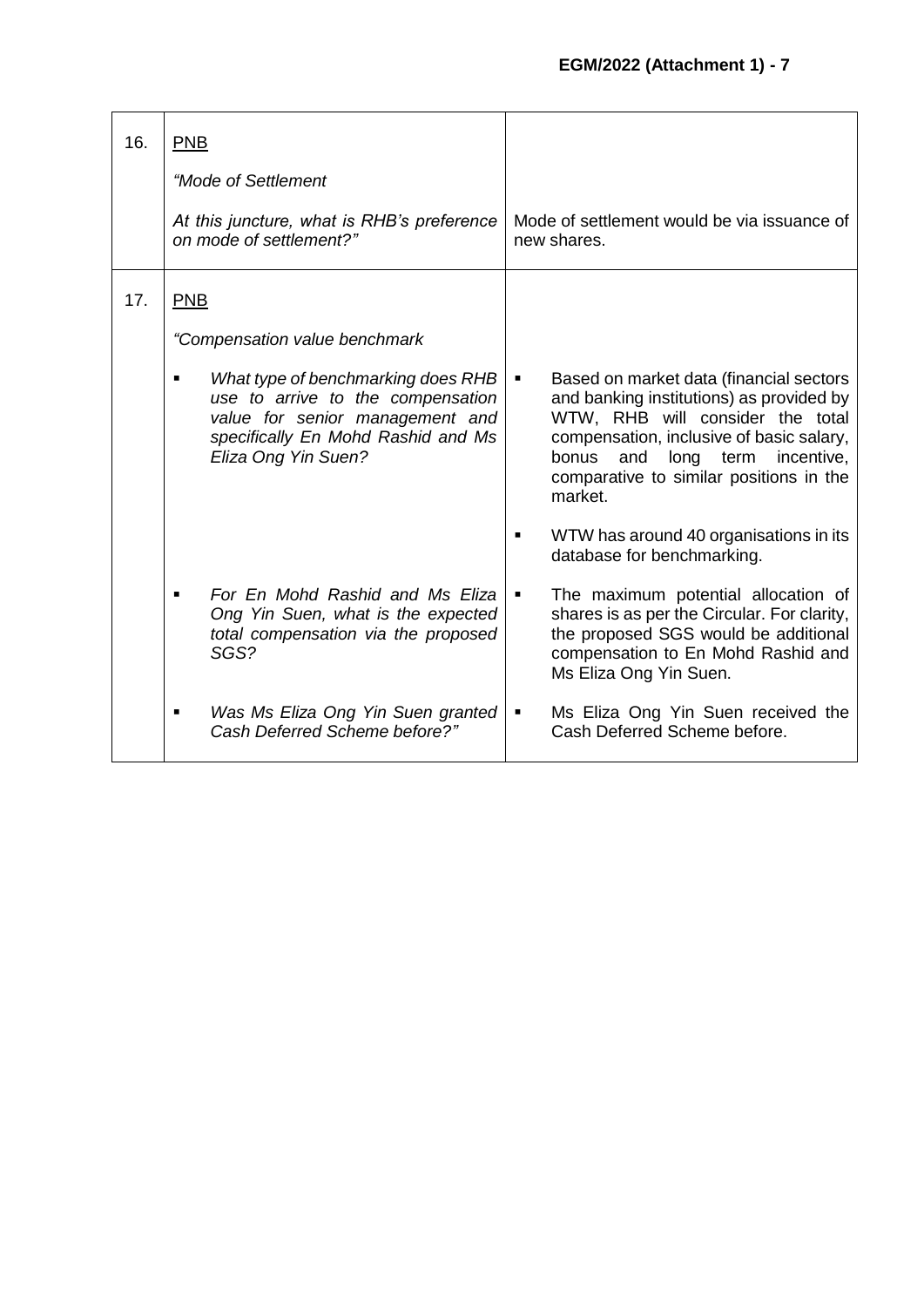| | | |
|---|---|---|
| 16. | <u>PNB</u><br><br>*"Mode of Settlement*<br><br>*At this juncture, what is RHB's preference on mode of settlement?"* | Mode of settlement would be via issuance of new shares. |
| 17. | <u>PNB</u><br><br>*"Compensation value benchmark*<br><br>▪ *What type of benchmarking does RHB use to arrive to the compensation value for senior management and specifically En Mohd Rashid and Ms Eliza Ong Yin Suen?*<br><br>▪ *For En Mohd Rashid and Ms Eliza Ong Yin Suen, what is the expected total compensation via the proposed SGS?*<br><br>▪ *Was Ms Eliza Ong Yin Suen granted Cash Deferred Scheme before?"* | ▪ Based on market data (financial sectors and banking institutions) as provided by WTW, RHB will consider the total compensation, inclusive of basic salary, bonus and long term incentive, comparative to similar positions in the market.<br><br>▪ WTW has around 40 organisations in its database for benchmarking.<br><br>▪ The maximum potential allocation of shares is as per the Circular. For clarity, the proposed SGS would be additional compensation to En Mohd Rashid and Ms Eliza Ong Yin Suen.<br><br>▪ Ms Eliza Ong Yin Suen received the Cash Deferred Scheme before. |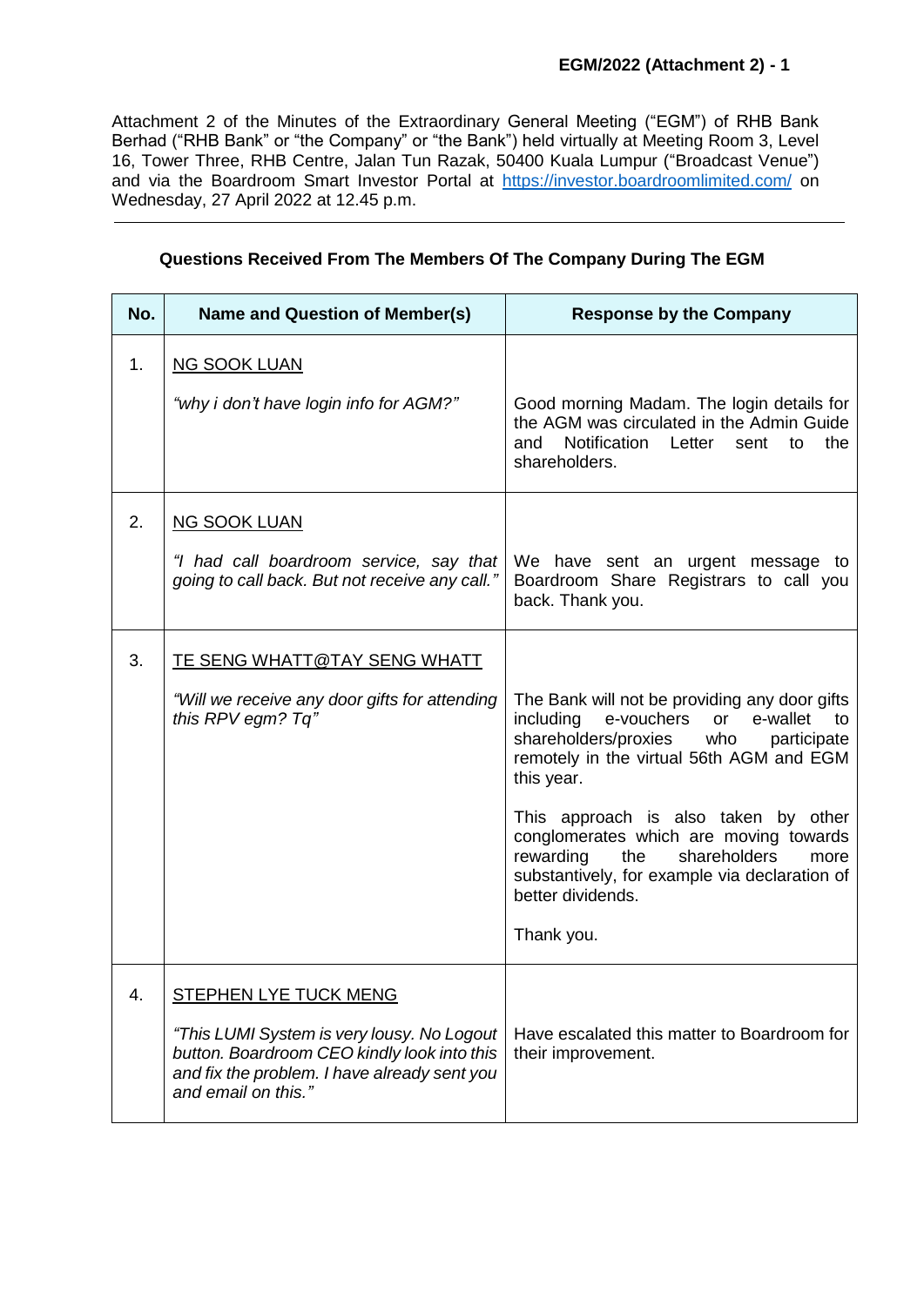Attachment 2 of the Minutes of the Extraordinary General Meeting ("EGM") of RHB Bank Berhad ("RHB Bank" or "the Company" or "the Bank") held virtually at Meeting Room 3, Level 16, Tower Three, RHB Centre, Jalan Tun Razak, 50400 Kuala Lumpur ("Broadcast Venue") and via the Boardroom Smart Investor Portal at https://investor.boardroomlimited.com/ on Wednesday, 27 April 2022 at 12.45 p.m.

**Questions Received From The Members Of The Company During The EGM**

| No. | Name and Question of Member(s) | Response by the Company |
|---|---|---|
| 1. | NG SOOK LUAN<br><br>*"why i don't have login info for AGM?"* | Good morning Madam. The login details for the AGM was circulated in the Admin Guide and Notification Letter sent to the shareholders. |
| 2. | NG SOOK LUAN<br><br>*"I had call boardroom service, say that going to call back. But not receive any call."* | We have sent an urgent message to Boardroom Share Registrars to call you back. Thank you. |
| 3. | TE SENG WHATT@TAY SENG WHATT<br><br>*"Will we receive any door gifts for attending this RPV egm? Tq"* | The Bank will not be providing any door gifts including e-vouchers or e-wallet to shareholders/proxies who participate remotely in the virtual 56th AGM and EGM this year.<br><br>This approach is also taken by other conglomerates which are moving towards rewarding the shareholders more substantively, for example via declaration of better dividends.<br><br>Thank you. |
| 4. | STEPHEN LYE TUCK MENG<br><br>*"This LUMI System is very lousy. No Logout button. Boardroom CEO kindly look into this and fix the problem. I have already sent you and email on this."* | Have escalated this matter to Boardroom for their improvement. |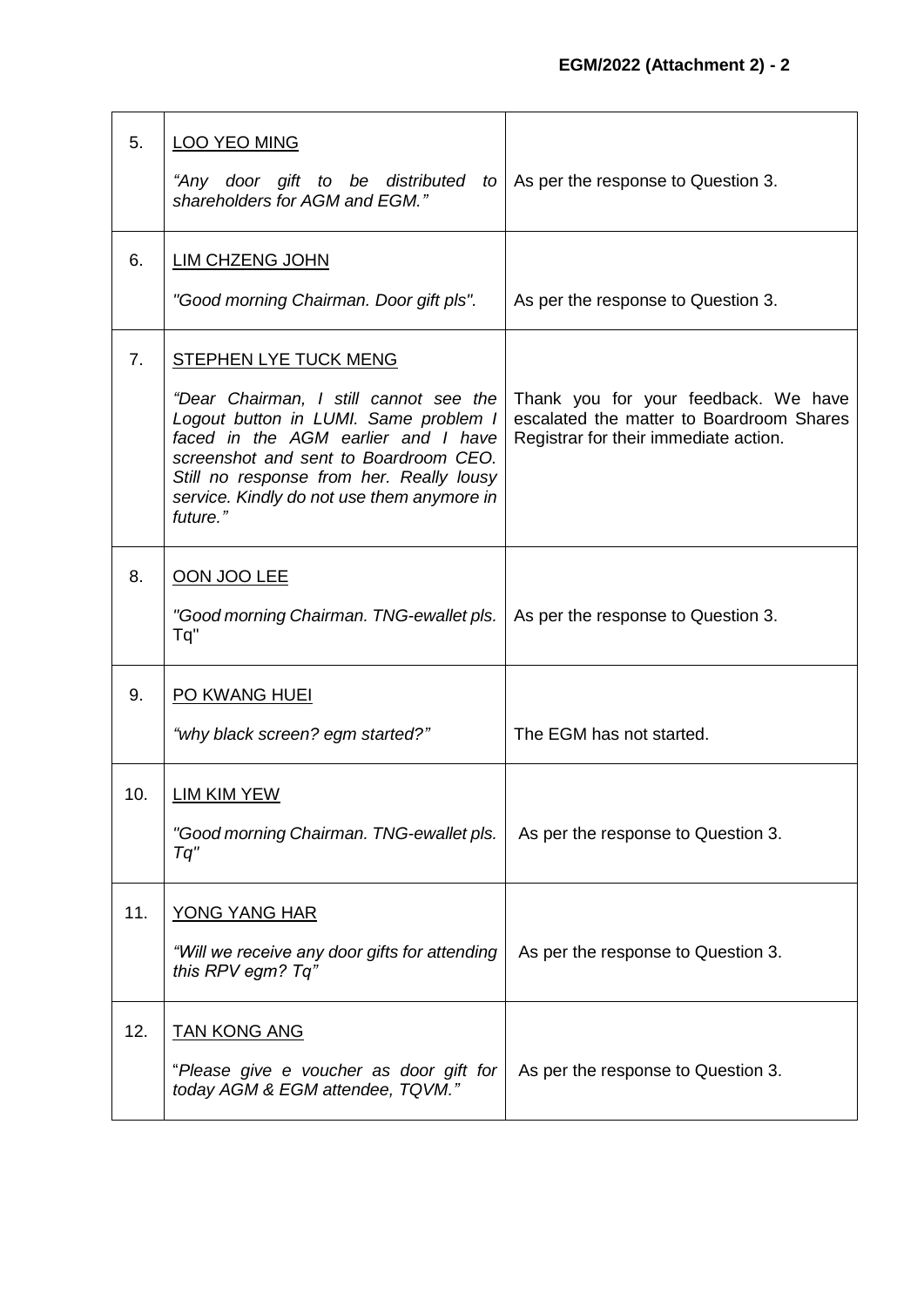| | | |
|---|---|---|
| 5. | LOO YEO MING<br><br>*"Any door gift to be distributed to shareholders for AGM and EGM."* | As per the response to Question 3. |
| 6. | LIM CHZENG JOHN<br><br>*"Good morning Chairman. Door gift pls".* | As per the response to Question 3. |
| 7. | STEPHEN LYE TUCK MENG<br><br>*"Dear Chairman, I still cannot see the Logout button in LUMI. Same problem I faced in the AGM earlier and I have screenshot and sent to Boardroom CEO. Still no response from her. Really lousy service. Kindly do not use them anymore in future."* | Thank you for your feedback. We have escalated the matter to Boardroom Shares Registrar for their immediate action. |
| 8. | OON JOO LEE<br><br>*"Good morning Chairman. TNG-ewallet pls.* Tq" | As per the response to Question 3. |
| 9. | PO KWANG HUEI<br><br>*"why black screen? egm started?"* | The EGM has not started. |
| 10. | LIM KIM YEW<br><br>*"Good morning Chairman. TNG-ewallet pls. Tq"* | As per the response to Question 3. |
| 11. | YONG YANG HAR<br><br>*"Will we receive any door gifts for attending this RPV egm? Tq"* | As per the response to Question 3. |
| 12. | TAN KONG ANG<br><br>"*Please give e voucher as door gift for today AGM & EGM attendee, TQVM."* | As per the response to Question 3. |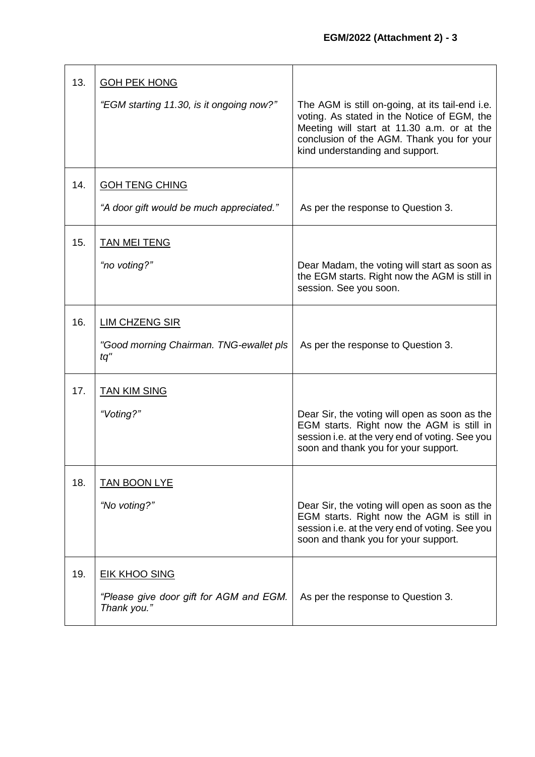| | | |
|---|---|---|
| 13. | GOH PEK HONG<br><br>*"EGM starting 11.30, is it ongoing now?"* | The AGM is still on-going, at its tail-end i.e. voting. As stated in the Notice of EGM, the Meeting will start at 11.30 a.m. or at the conclusion of the AGM. Thank you for your kind understanding and support. |
| 14. | GOH TENG CHING<br><br>*"A door gift would be much appreciated."* | As per the response to Question 3. |
| 15. | TAN MEI TENG<br><br>*"no voting?"* | Dear Madam, the voting will start as soon as the EGM starts. Right now the AGM is still in session. See you soon. |
| 16. | LIM CHZENG SIR<br><br>*"Good morning Chairman. TNG-ewallet pls tq"* | As per the response to Question 3. |
| 17. | TAN KIM SING<br><br>*"Voting?"* | Dear Sir, the voting will open as soon as the EGM starts. Right now the AGM is still in session i.e. at the very end of voting. See you soon and thank you for your support. |
| 18. | TAN BOON LYE<br><br>*"No voting?"* | Dear Sir, the voting will open as soon as the EGM starts. Right now the AGM is still in session i.e. at the very end of voting. See you soon and thank you for your support. |
| 19. | EIK KHOO SING<br><br>*"Please give door gift for AGM and EGM. Thank you."* | As per the response to Question 3. |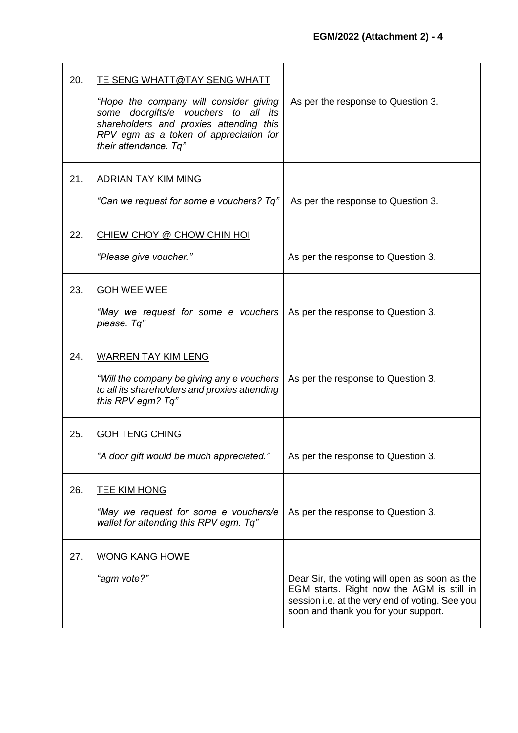| | | |
|---|---|---|
| 20. | TE SENG WHATT@TAY SENG WHATT<br><br>*"Hope the company will consider giving some doorgifts/e vouchers to all its shareholders and proxies attending this RPV egm as a token of appreciation for their attendance. Tq"* | As per the response to Question 3. |
| 21. | ADRIAN TAY KIM MING<br><br>*"Can we request for some e vouchers? Tq"* | As per the response to Question 3. |
| 22. | CHIEW CHOY @ CHOW CHIN HOI<br><br>*"Please give voucher."* | As per the response to Question 3. |
| 23. | GOH WEE WEE<br><br>*"May we request for some e vouchers please. Tq"* | As per the response to Question 3. |
| 24. | WARREN TAY KIM LENG<br><br>*"Will the company be giving any e vouchers to all its shareholders and proxies attending this RPV egm? Tq"* | As per the response to Question 3. |
| 25. | GOH TENG CHING<br><br>*"A door gift would be much appreciated."* | As per the response to Question 3. |
| 26. | TEE KIM HONG<br><br>*"May we request for some e vouchers/e wallet for attending this RPV egm. Tq"* | As per the response to Question 3. |
| 27. | WONG KANG HOWE<br><br>*"agm vote?"* | Dear Sir, the voting will open as soon as the EGM starts. Right now the AGM is still in session i.e. at the very end of voting. See you soon and thank you for your support. |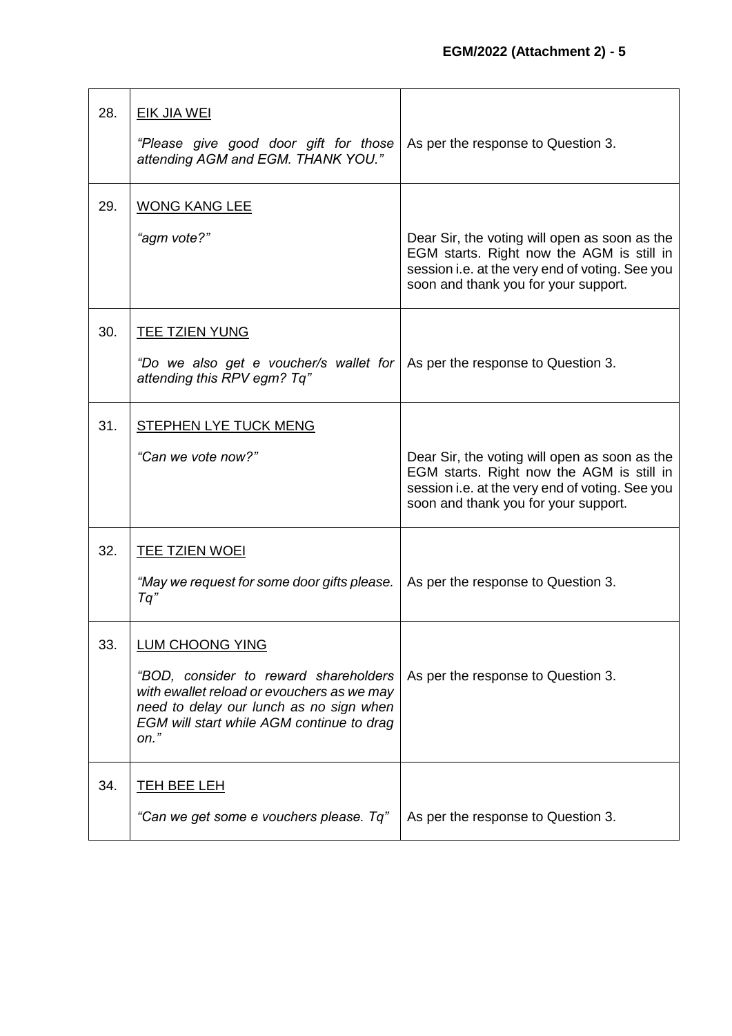| | | |
|---|---|---|
| 28. | <u>EIK JIA WEI</u><br><br>*"Please give good door gift for those attending AGM and EGM. THANK YOU."* | As per the response to Question 3. |
| 29. | <u>WONG KANG LEE</u><br><br>*"agm vote?"* | Dear Sir, the voting will open as soon as the EGM starts. Right now the AGM is still in session i.e. at the very end of voting. See you soon and thank you for your support. |
| 30. | <u>TEE TZIEN YUNG</u><br><br>*"Do we also get e voucher/s wallet for attending this RPV egm? Tq"* | As per the response to Question 3. |
| 31. | <u>STEPHEN LYE TUCK MENG</u><br><br>*"Can we vote now?"* | Dear Sir, the voting will open as soon as the EGM starts. Right now the AGM is still in session i.e. at the very end of voting. See you soon and thank you for your support. |
| 32. | <u>TEE TZIEN WOEI</u><br><br>*"May we request for some door gifts please. Tq"* | As per the response to Question 3. |
| 33. | <u>LUM CHOONG YING</u><br><br>*"BOD, consider to reward shareholders with ewallet reload or evouchers as we may need to delay our lunch as no sign when EGM will start while AGM continue to drag on."* | As per the response to Question 3. |
| 34. | <u>TEH BEE LEH</u><br><br>*"Can we get some e vouchers please. Tq"* | As per the response to Question 3. |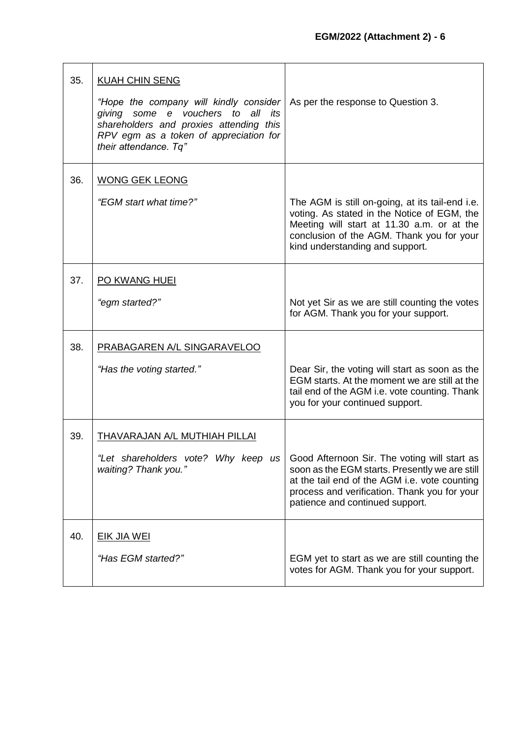| | | |
|---|---|---|
| 35. | <u>KUAH CHIN SENG</u><br><br>*"Hope the company will kindly consider giving some e vouchers to all its shareholders and proxies attending this RPV egm as a token of appreciation for their attendance. Tq"* | As per the response to Question 3. |
| 36. | <u>WONG GEK LEONG</u><br><br>*"EGM start what time?"* | The AGM is still on-going, at its tail-end i.e. voting. As stated in the Notice of EGM, the Meeting will start at 11.30 a.m. or at the conclusion of the AGM. Thank you for your kind understanding and support. |
| 37. | <u>PO KWANG HUEI</u><br><br>*"egm started?"* | Not yet Sir as we are still counting the votes for AGM. Thank you for your support. |
| 38. | <u>PRABAGAREN A/L SINGARAVELOO</u><br><br>*"Has the voting started."* | Dear Sir, the voting will start as soon as the EGM starts. At the moment we are still at the tail end of the AGM i.e. vote counting. Thank you for your continued support. |
| 39. | <u>THAVARAJAN A/L MUTHIAH PILLAI</u><br><br>*"Let shareholders vote? Why keep us waiting? Thank you."* | Good Afternoon Sir. The voting will start as soon as the EGM starts. Presently we are still at the tail end of the AGM i.e. vote counting process and verification. Thank you for your patience and continued support. |
| 40. | <u>EIK JIA WEI</u><br><br>*"Has EGM started?"* | EGM yet to start as we are still counting the votes for AGM. Thank you for your support. |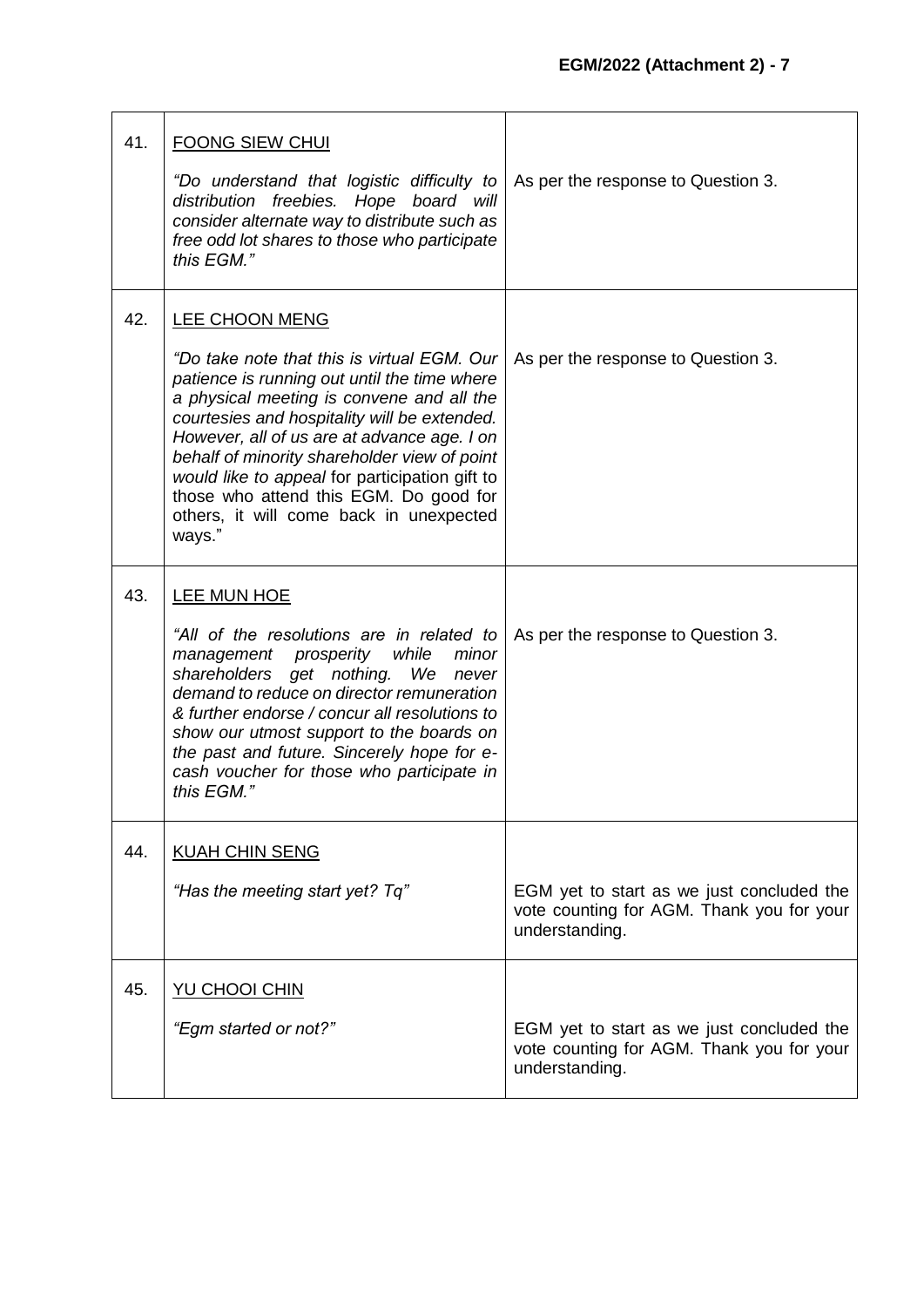| | | |
|---|---|---|
| 41. | <u>FOONG SIEW CHUI</u><br><br>*"Do understand that logistic difficulty to distribution freebies. Hope board will consider alternate way to distribute such as free odd lot shares to those who participate this EGM."* | As per the response to Question 3. |
| 42. | <u>LEE CHOON MENG</u><br><br>*"Do take note that this is virtual EGM. Our patience is running out until the time where a physical meeting is convene and all the courtesies and hospitality will be extended. However, all of us are at advance age. I on behalf of minority shareholder view of point would like to appeal* for participation gift to those who attend this EGM. Do good for others, it will come back in unexpected ways." | As per the response to Question 3. |
| 43. | <u>LEE MUN HOE</u><br><br>*"All of the resolutions are in related to management prosperity while minor shareholders get nothing. We never demand to reduce on director remuneration & further endorse / concur all resolutions to show our utmost support to the boards on the past and future. Sincerely hope for e-cash voucher for those who participate in this EGM."* | As per the response to Question 3. |
| 44. | <u>KUAH CHIN SENG</u><br><br>*"Has the meeting start yet? Tq"* | EGM yet to start as we just concluded the vote counting for AGM. Thank you for your understanding. |
| 45. | <u>YU CHOOI CHIN</u><br><br>*"Egm started or not?"* | EGM yet to start as we just concluded the vote counting for AGM. Thank you for your understanding. |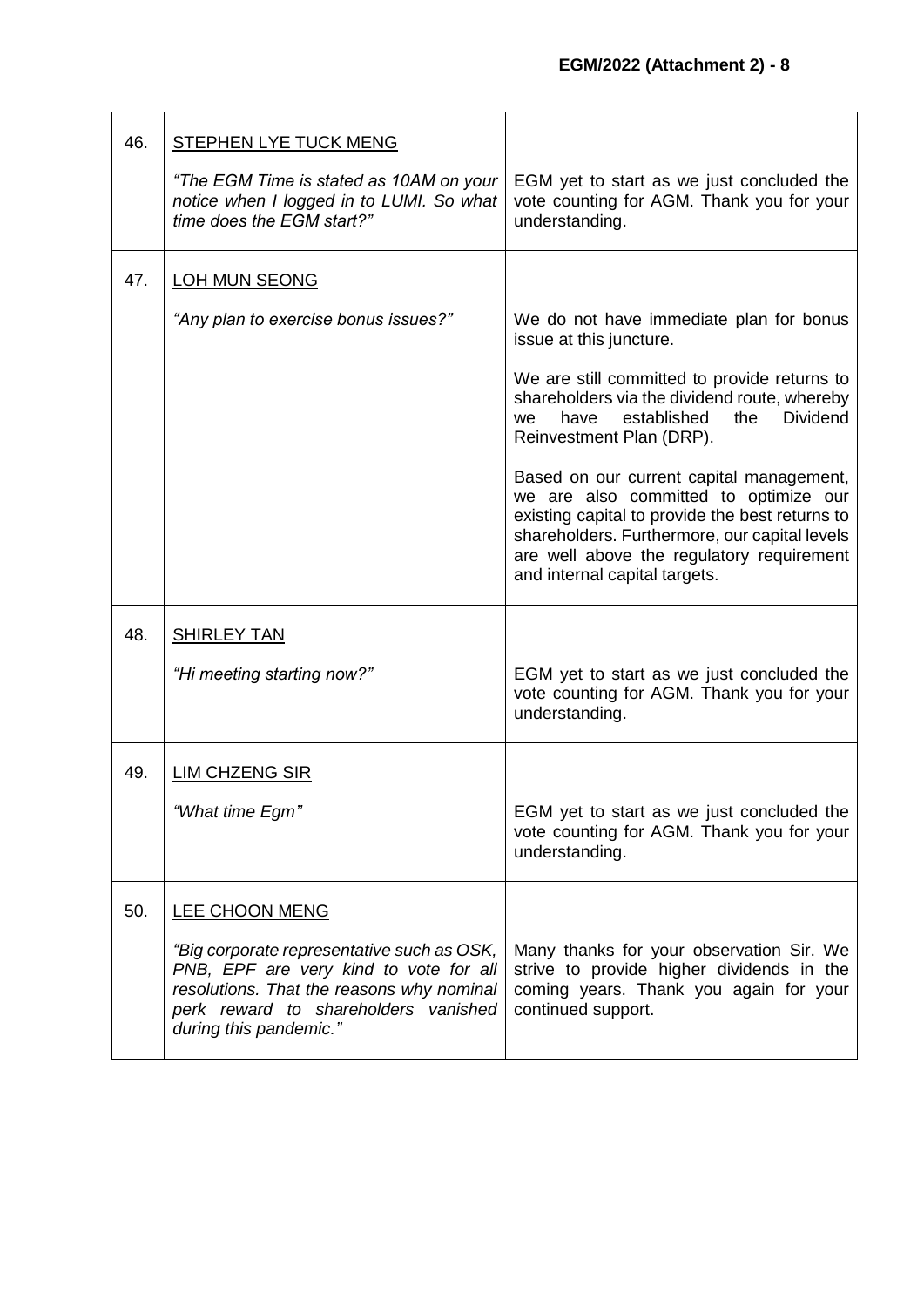| | | |
|---|---|---|
| 46. | <u>STEPHEN LYE TUCK MENG</u><br><br>*"The EGM Time is stated as 10AM on your notice when I logged in to LUMI. So what time does the EGM start?"* | EGM yet to start as we just concluded the vote counting for AGM. Thank you for your understanding. |
| 47. | <u>LOH MUN SEONG</u><br><br>*"Any plan to exercise bonus issues?"* | We do not have immediate plan for bonus issue at this juncture.<br><br>We are still committed to provide returns to shareholders via the dividend route, whereby we have established the Dividend Reinvestment Plan (DRP).<br><br>Based on our current capital management, we are also committed to optimize our existing capital to provide the best returns to shareholders. Furthermore, our capital levels are well above the regulatory requirement and internal capital targets. |
| 48. | <u>SHIRLEY TAN</u><br><br>*"Hi meeting starting now?"* | EGM yet to start as we just concluded the vote counting for AGM. Thank you for your understanding. |
| 49. | <u>LIM CHZENG SIR</u><br><br>*"What time Egm"* | EGM yet to start as we just concluded the vote counting for AGM. Thank you for your understanding. |
| 50. | <u>LEE CHOON MENG</u><br><br>*"Big corporate representative such as OSK, PNB, EPF are very kind to vote for all resolutions. That the reasons why nominal perk reward to shareholders vanished during this pandemic."* | Many thanks for your observation Sir. We strive to provide higher dividends in the coming years. Thank you again for your continued support. |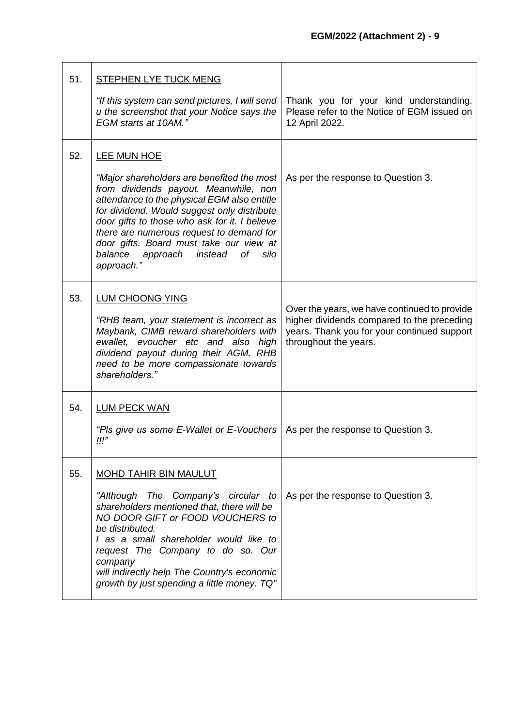| 51. | STEPHEN LYE TUCK MENG<br><br>*"If this system can send pictures, I will send u the screenshot that your Notice says the EGM starts at 10AM."* | Thank you for your kind understanding. Please refer to the Notice of EGM issued on 12 April 2022. |
|---|---|---|
| 52. | LEE MUN HOE<br><br>*"Major shareholders are benefited the most from dividends payout. Meanwhile, non attendance to the physical EGM also entitle for dividend. Would suggest only distribute door gifts to those who ask for it. I believe there are numerous request to demand for door gifts. Board must take our view at balance approach instead of silo approach."* | As per the response to Question 3. |
| 53. | LUM CHOONG YING<br><br>*"RHB team, your statement is incorrect as Maybank, CIMB reward shareholders with ewallet, evoucher etc and also high dividend payout during their AGM. RHB need to be more compassionate towards shareholders."* | Over the years, we have continued to provide higher dividends compared to the preceding years. Thank you for your continued support throughout the years. |
| 54. | LUM PECK WAN<br><br>*"Pls give us some E-Wallet or E-Vouchers !!!"* | As per the response to Question 3. |
| 55. | MOHD TAHIR BIN MAULUT<br><br>*"Although The Company's circular to shareholders mentioned that, there will be NO DOOR GIFT or FOOD VOUCHERS to be distributed.<br>I as a small shareholder would like to request The Company to do so. Our company<br>will indirectly help The Country's economic growth by just spending a little money. TQ"* | As per the response to Question 3. |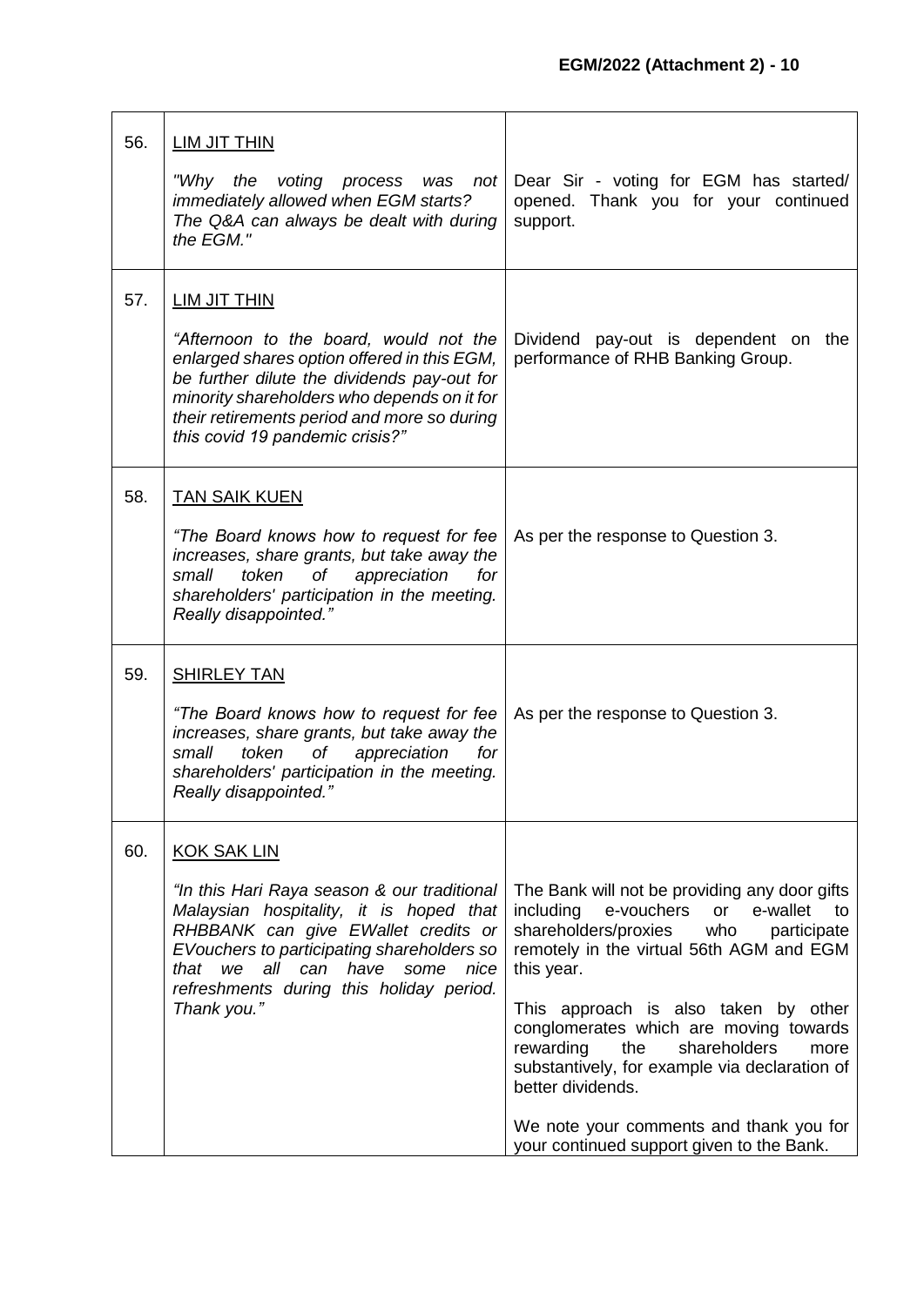| | | |
|---|---|---|
| 56. | <u>LIM JIT THIN</u><br><br>*"Why the voting process was not immediately allowed when EGM starts? The Q&A can always be dealt with during the EGM."* | Dear Sir - voting for EGM has started/ opened. Thank you for your continued support. |
| 57. | <u>LIM JIT THIN</u><br><br>*"Afternoon to the board, would not the enlarged shares option offered in this EGM, be further dilute the dividends pay-out for minority shareholders who depends on it for their retirements period and more so during this covid 19 pandemic crisis?"* | Dividend pay-out is dependent on the performance of RHB Banking Group. |
| 58. | <u>TAN SAIK KUEN</u><br><br>*"The Board knows how to request for fee increases, share grants, but take away the small token of appreciation for shareholders' participation in the meeting. Really disappointed."* | As per the response to Question 3. |
| 59. | <u>SHIRLEY TAN</u><br><br>*"The Board knows how to request for fee increases, share grants, but take away the small token of appreciation for shareholders' participation in the meeting. Really disappointed."* | As per the response to Question 3. |
| 60. | <u>KOK SAK LIN</u><br><br>*"In this Hari Raya season & our traditional Malaysian hospitality, it is hoped that RHBBANK can give EWallet credits or EVouchers to participating shareholders so that we all can have some nice refreshments during this holiday period. Thank you."* | The Bank will not be providing any door gifts including e-vouchers or e-wallet to shareholders/proxies who participate remotely in the virtual 56th AGM and EGM this year.<br><br>This approach is also taken by other conglomerates which are moving towards rewarding the shareholders more substantively, for example via declaration of better dividends.<br><br>We note your comments and thank you for your continued support given to the Bank. |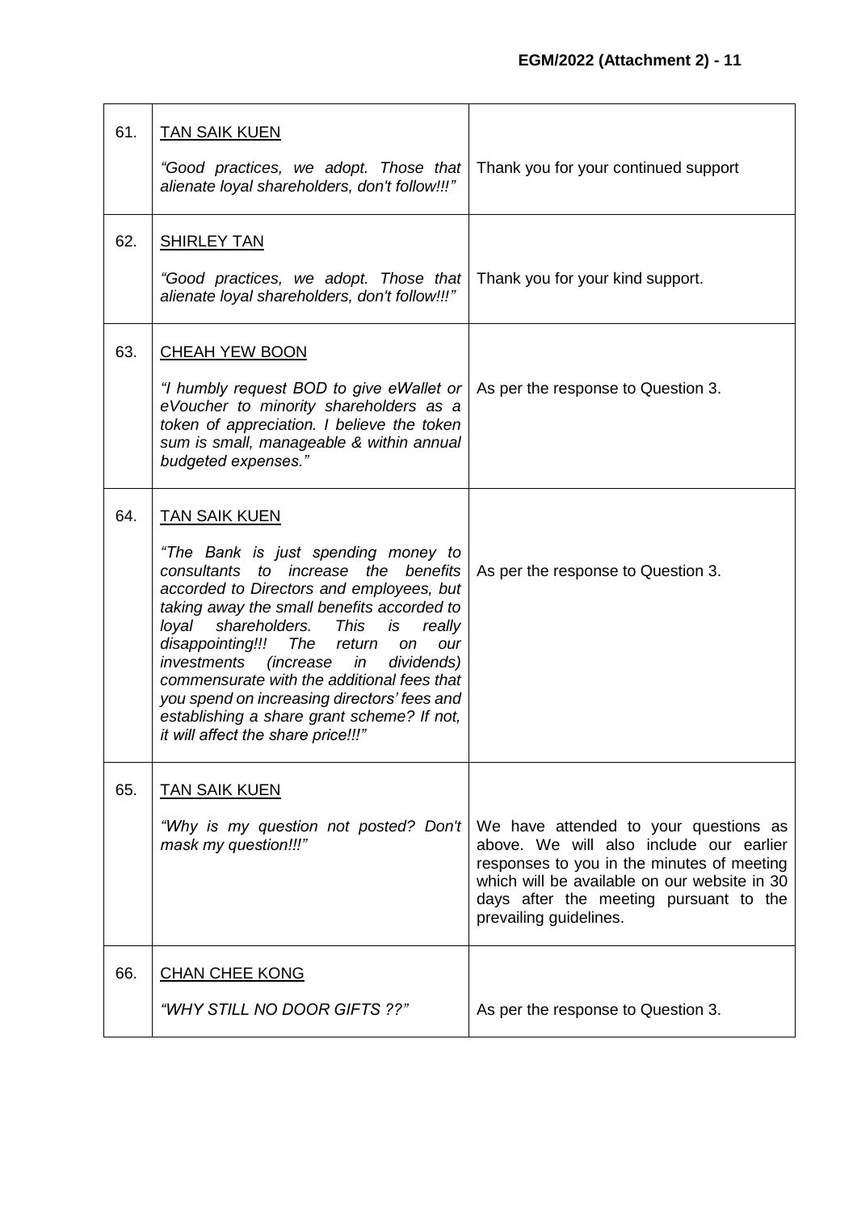| | | |
|---|---|---|
| 61. | <u>TAN SAIK KUEN</u><br><br>*"Good practices, we adopt. Those that alienate loyal shareholders, don't follow!!!"* | Thank you for your continued support |
| 62. | <u>SHIRLEY TAN</u><br><br>*"Good practices, we adopt. Those that alienate loyal shareholders, don't follow!!!"* | Thank you for your kind support. |
| 63. | <u>CHEAH YEW BOON</u><br><br>*"I humbly request BOD to give eWallet or eVoucher to minority shareholders as a token of appreciation. I believe the token sum is small, manageable & within annual budgeted expenses."* | As per the response to Question 3. |
| 64. | <u>TAN SAIK KUEN</u><br><br>*"The Bank is just spending money to consultants to increase the benefits accorded to Directors and employees, but taking away the small benefits accorded to loyal shareholders. This is really disappointing!!! The return on our investments (increase in dividends) commensurate with the additional fees that you spend on increasing directors' fees and establishing a share grant scheme? If not, it will affect the share price!!!"* | As per the response to Question 3. |
| 65. | <u>TAN SAIK KUEN</u><br><br>*"Why is my question not posted? Don't mask my question!!!"* | We have attended to your questions as above. We will also include our earlier responses to you in the minutes of meeting which will be available on our website in 30 days after the meeting pursuant to the prevailing guidelines. |
| 66. | <u>CHAN CHEE KONG</u><br><br>*"WHY STILL NO DOOR GIFTS ??"* | As per the response to Question 3. |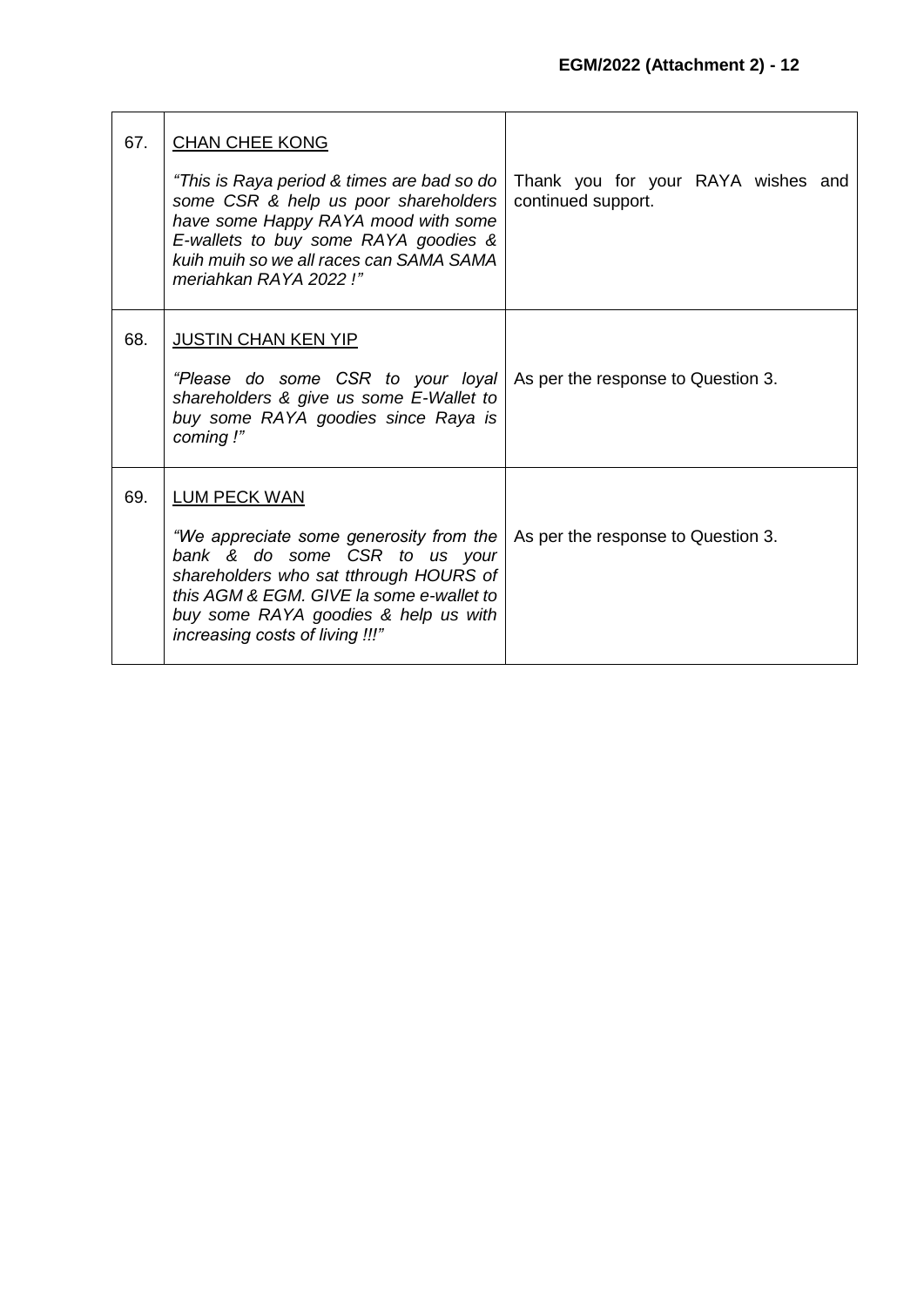| | | |
|---|---|---|
| 67. | <u>CHAN CHEE KONG</u><br><br>*"This is Raya period & times are bad so do some CSR & help us poor shareholders have some Happy RAYA mood with some E-wallets to buy some RAYA goodies & kuih muih so we all races can SAMA SAMA meriahkan RAYA 2022 !"* | Thank you for your RAYA wishes and continued support. |
| 68. | <u>JUSTIN CHAN KEN YIP</u><br><br>*"Please do some CSR to your loyal shareholders & give us some E-Wallet to buy some RAYA goodies since Raya is coming !"* | As per the response to Question 3. |
| 69. | <u>LUM PECK WAN</u><br><br>*"We appreciate some generosity from the bank & do some CSR to us your shareholders who sat tthrough HOURS of this AGM & EGM. GIVE la some e-wallet to buy some RAYA goodies & help us with increasing costs of living !!!"* | As per the response to Question 3. |